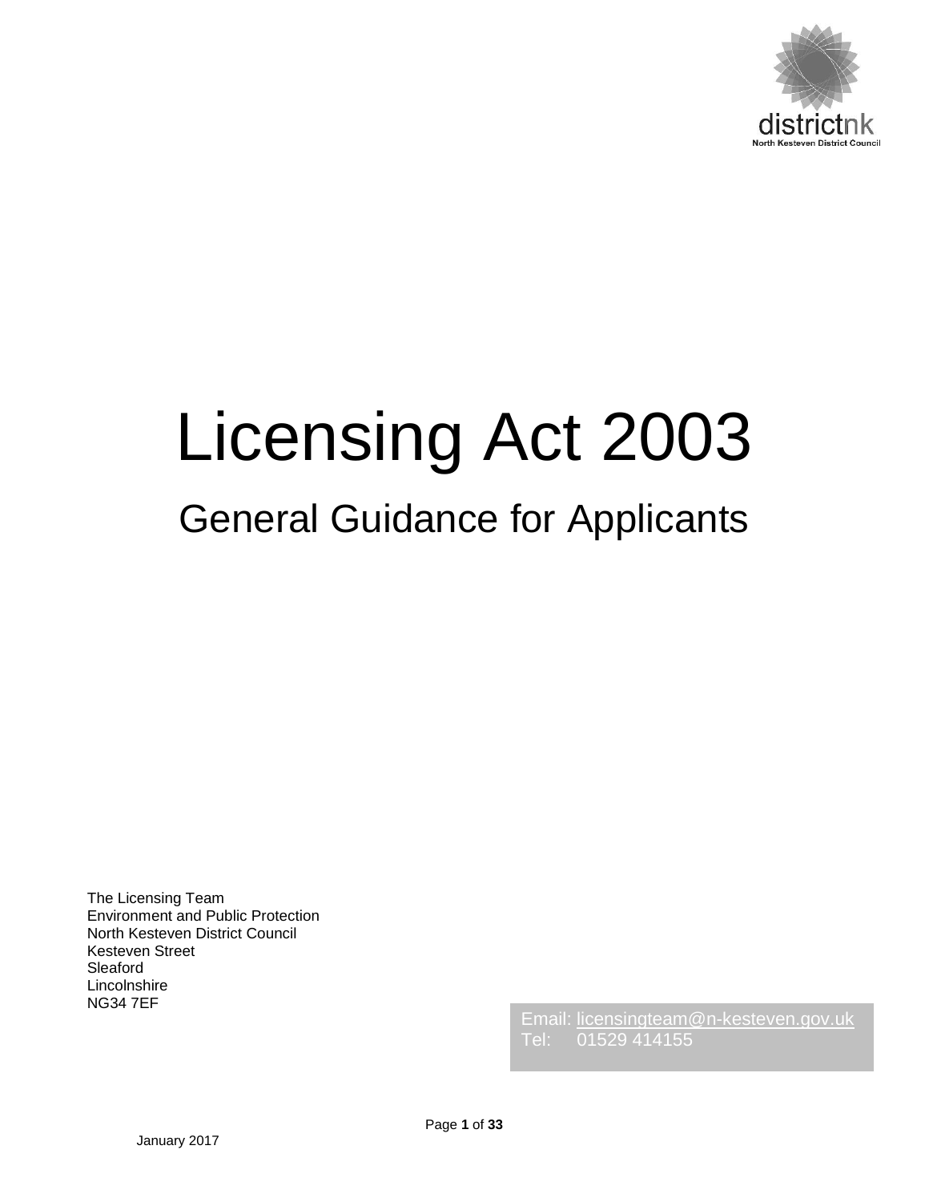districtnk
North Kesteven District Council

# Licensing Act 2003

## General Guidance for Applicants

The Licensing Team
Environment and Public Protection
North Kesteven District Council
Kesteven Street
Sleaford
Lincolnshire
NG34 7EF

Email: licensingteam@n-kesteven.gov.uk
Tel: 01529 414155

January 2017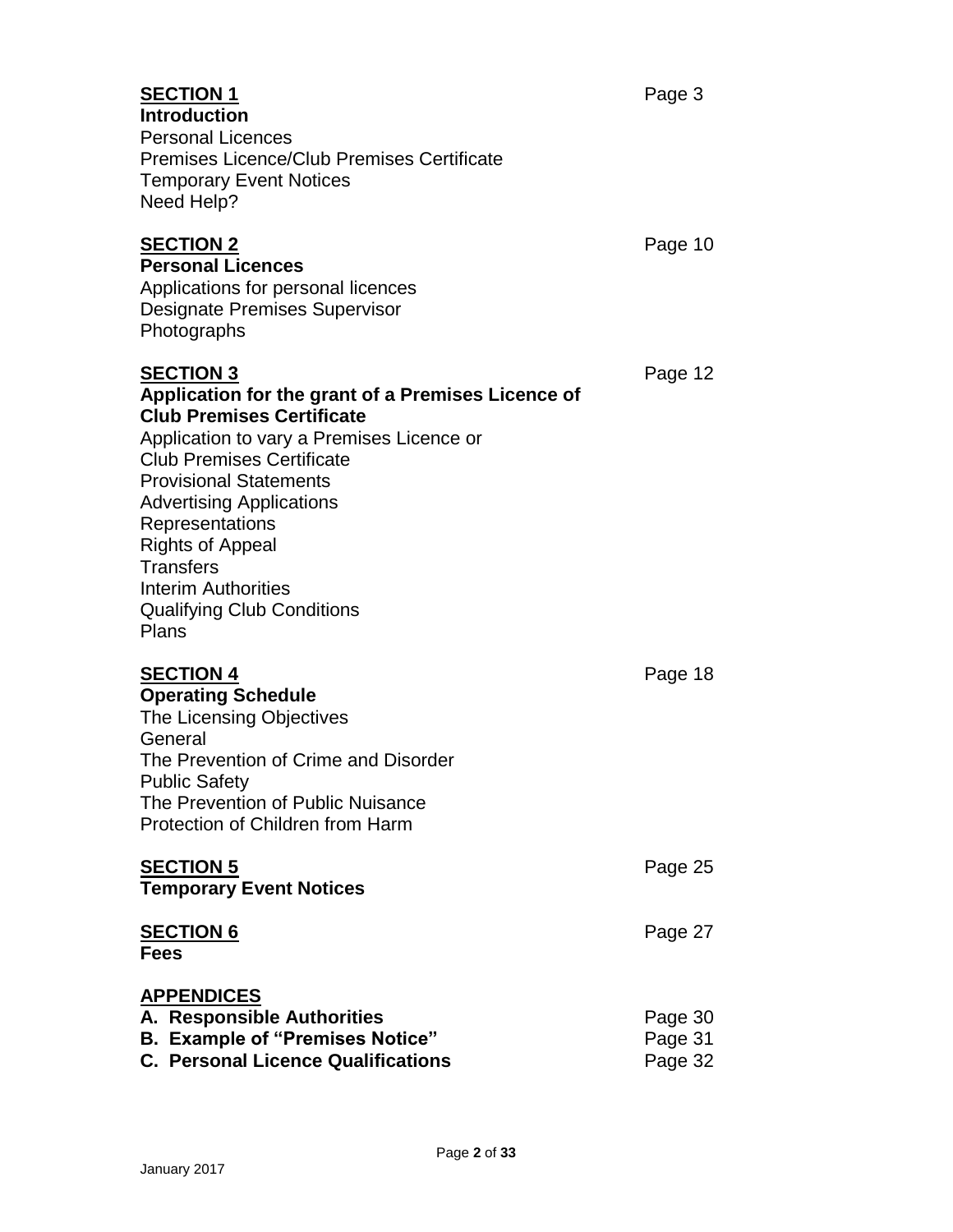**SECTION 1** Page 3
**Introduction**
Personal Licences
Premises Licence/Club Premises Certificate
Temporary Event Notices
Need Help?

**SECTION 2** Page 10
**Personal Licences**
Applications for personal licences
Designate Premises Supervisor
Photographs

**SECTION 3** Page 12
**Application for the grant of a Premises Licence of Club Premises Certificate**
Application to vary a Premises Licence or Club Premises Certificate
Provisional Statements
Advertising Applications
Representations
Rights of Appeal
Transfers
Interim Authorities
Qualifying Club Conditions
Plans

**SECTION 4** Page 18
**Operating Schedule**
The Licensing Objectives
General
The Prevention of Crime and Disorder
Public Safety
The Prevention of Public Nuisance
Protection of Children from Harm

**SECTION 5** Page 25
**Temporary Event Notices**

**SECTION 6** Page 27
**Fees**

**APPENDICES**
**A. Responsible Authorities** Page 30
**B. Example of "Premises Notice"** Page 31
**C. Personal Licence Qualifications** Page 32

January 2017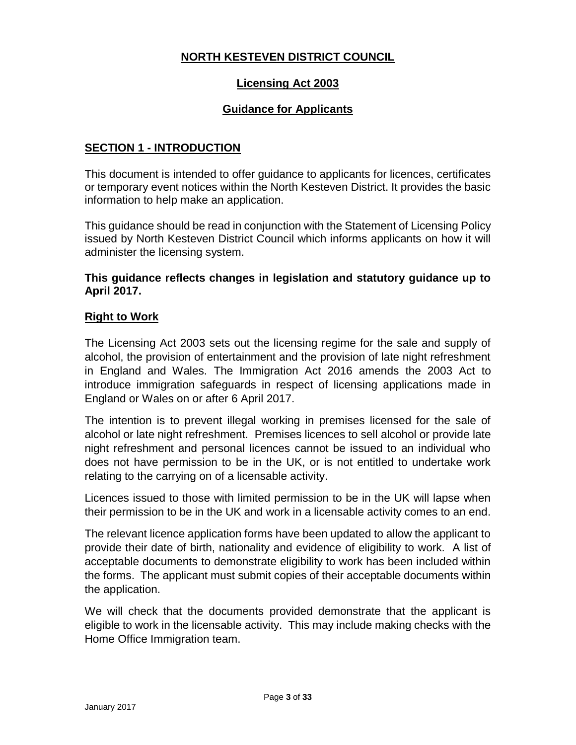# NORTH KESTEVEN DISTRICT COUNCIL

## Licensing Act 2003

## Guidance for Applicants

### SECTION 1 - INTRODUCTION

This document is intended to offer guidance to applicants for licences, certificates or temporary event notices within the North Kesteven District. It provides the basic information to help make an application.

This guidance should be read in conjunction with the Statement of Licensing Policy issued by North Kesteven District Council which informs applicants on how it will administer the licensing system.

**This guidance reflects changes in legislation and statutory guidance up to April 2017.**

### Right to Work

The Licensing Act 2003 sets out the licensing regime for the sale and supply of alcohol, the provision of entertainment and the provision of late night refreshment in England and Wales. The Immigration Act 2016 amends the 2003 Act to introduce immigration safeguards in respect of licensing applications made in England or Wales on or after 6 April 2017.

The intention is to prevent illegal working in premises licensed for the sale of alcohol or late night refreshment. Premises licences to sell alcohol or provide late night refreshment and personal licences cannot be issued to an individual who does not have permission to be in the UK, or is not entitled to undertake work relating to the carrying on of a licensable activity.

Licences issued to those with limited permission to be in the UK will lapse when their permission to be in the UK and work in a licensable activity comes to an end.

The relevant licence application forms have been updated to allow the applicant to provide their date of birth, nationality and evidence of eligibility to work. A list of acceptable documents to demonstrate eligibility to work has been included within the forms. The applicant must submit copies of their acceptable documents within the application.

We will check that the documents provided demonstrate that the applicant is eligible to work in the licensable activity. This may include making checks with the Home Office Immigration team.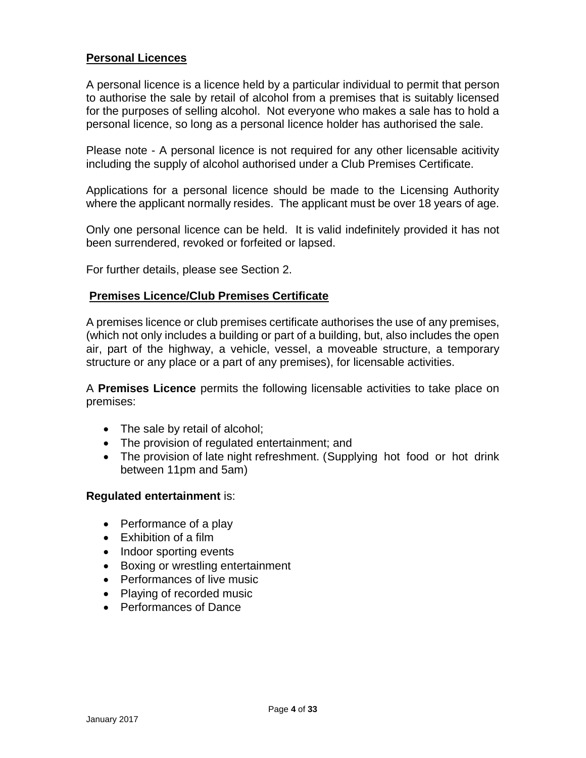## Personal Licences

A personal licence is a licence held by a particular individual to permit that person to authorise the sale by retail of alcohol from a premises that is suitably licensed for the purposes of selling alcohol. Not everyone who makes a sale has to hold a personal licence, so long as a personal licence holder has authorised the sale.

Please note - A personal licence is not required for any other licensable acitivity including the supply of alcohol authorised under a Club Premises Certificate.

Applications for a personal licence should be made to the Licensing Authority where the applicant normally resides. The applicant must be over 18 years of age.

Only one personal licence can be held. It is valid indefinitely provided it has not been surrendered, revoked or forfeited or lapsed.

For further details, please see Section 2.

## Premises Licence/Club Premises Certificate

A premises licence or club premises certificate authorises the use of any premises, (which not only includes a building or part of a building, but, also includes the open air, part of the highway, a vehicle, vessel, a moveable structure, a temporary structure or any place or a part of any premises), for licensable activities.

A **Premises Licence** permits the following licensable activities to take place on premises:

- The sale by retail of alcohol;
- The provision of regulated entertainment; and
- The provision of late night refreshment. (Supplying hot food or hot drink between 11pm and 5am)

**Regulated entertainment** is:

- Performance of a play
- Exhibition of a film
- Indoor sporting events
- Boxing or wrestling entertainment
- Performances of live music
- Playing of recorded music
- Performances of Dance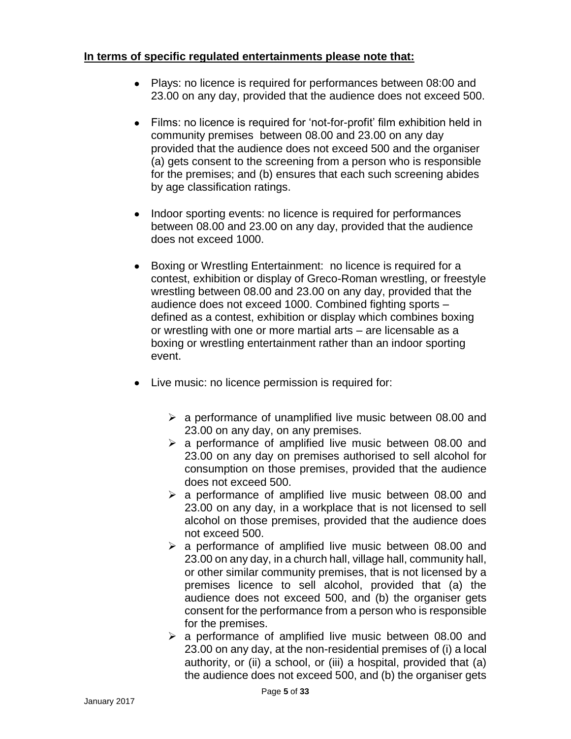**<u>In terms of specific regulated entertainments please note that:</u>**

- Plays: no licence is required for performances between 08:00 and 23.00 on any day, provided that the audience does not exceed 500.

- Films: no licence is required for 'not-for-profit' film exhibition held in community premises between 08.00 and 23.00 on any day provided that the audience does not exceed 500 and the organiser (a) gets consent to the screening from a person who is responsible for the premises; and (b) ensures that each such screening abides by age classification ratings.

- Indoor sporting events: no licence is required for performances between 08.00 and 23.00 on any day, provided that the audience does not exceed 1000.

- Boxing or Wrestling Entertainment: no licence is required for a contest, exhibition or display of Greco-Roman wrestling, or freestyle wrestling between 08.00 and 23.00 on any day, provided that the audience does not exceed 1000. Combined fighting sports – defined as a contest, exhibition or display which combines boxing or wrestling with one or more martial arts – are licensable as a boxing or wrestling entertainment rather than an indoor sporting event.

- Live music: no licence permission is required for:

  - a performance of unamplified live music between 08.00 and 23.00 on any day, on any premises.
  - a performance of amplified live music between 08.00 and 23.00 on any day on premises authorised to sell alcohol for consumption on those premises, provided that the audience does not exceed 500.
  - a performance of amplified live music between 08.00 and 23.00 on any day, in a workplace that is not licensed to sell alcohol on those premises, provided that the audience does not exceed 500.
  - a performance of amplified live music between 08.00 and 23.00 on any day, in a church hall, village hall, community hall, or other similar community premises, that is not licensed by a premises licence to sell alcohol, provided that (a) the audience does not exceed 500, and (b) the organiser gets consent for the performance from a person who is responsible for the premises.
  - a performance of amplified live music between 08.00 and 23.00 on any day, at the non-residential premises of (i) a local authority, or (ii) a school, or (iii) a hospital, provided that (a) the audience does not exceed 500, and (b) the organiser gets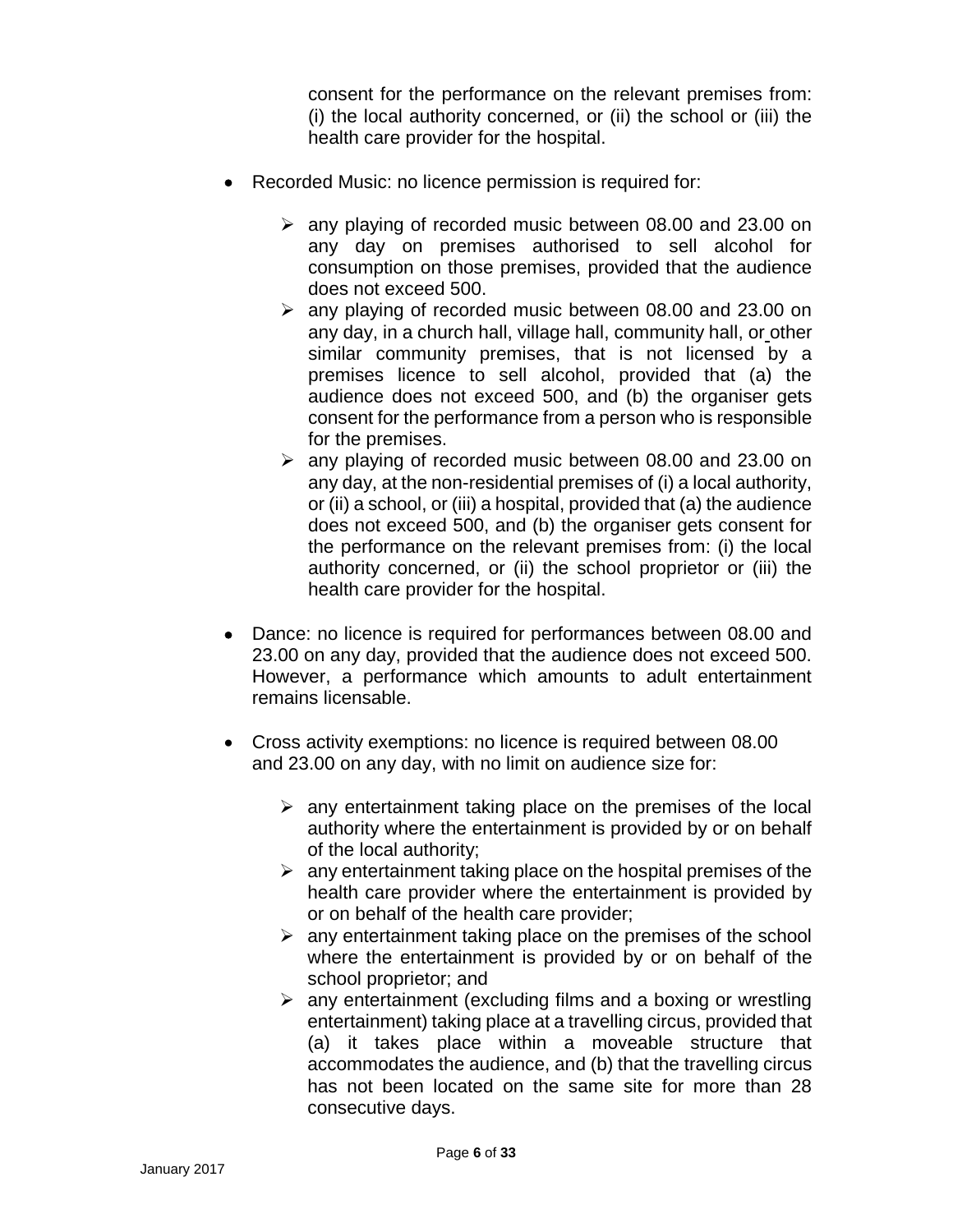consent for the performance on the relevant premises from: (i) the local authority concerned, or (ii) the school or (iii) the health care provider for the hospital.

- Recorded Music: no licence permission is required for:

  - any playing of recorded music between 08.00 and 23.00 on any day on premises authorised to sell alcohol for consumption on those premises, provided that the audience does not exceed 500.
  - any playing of recorded music between 08.00 and 23.00 on any day, in a church hall, village hall, community hall, or other similar community premises, that is not licensed by a premises licence to sell alcohol, provided that (a) the audience does not exceed 500, and (b) the organiser gets consent for the performance from a person who is responsible for the premises.
  - any playing of recorded music between 08.00 and 23.00 on any day, at the non-residential premises of (i) a local authority, or (ii) a school, or (iii) a hospital, provided that (a) the audience does not exceed 500, and (b) the organiser gets consent for the performance on the relevant premises from: (i) the local authority concerned, or (ii) the school proprietor or (iii) the health care provider for the hospital.

- Dance: no licence is required for performances between 08.00 and 23.00 on any day, provided that the audience does not exceed 500. However, a performance which amounts to adult entertainment remains licensable.

- Cross activity exemptions: no licence is required between 08.00 and 23.00 on any day, with no limit on audience size for:

  - any entertainment taking place on the premises of the local authority where the entertainment is provided by or on behalf of the local authority;
  - any entertainment taking place on the hospital premises of the health care provider where the entertainment is provided by or on behalf of the health care provider;
  - any entertainment taking place on the premises of the school where the entertainment is provided by or on behalf of the school proprietor; and
  - any entertainment (excluding films and a boxing or wrestling entertainment) taking place at a travelling circus, provided that (a) it takes place within a moveable structure that accommodates the audience, and (b) that the travelling circus has not been located on the same site for more than 28 consecutive days.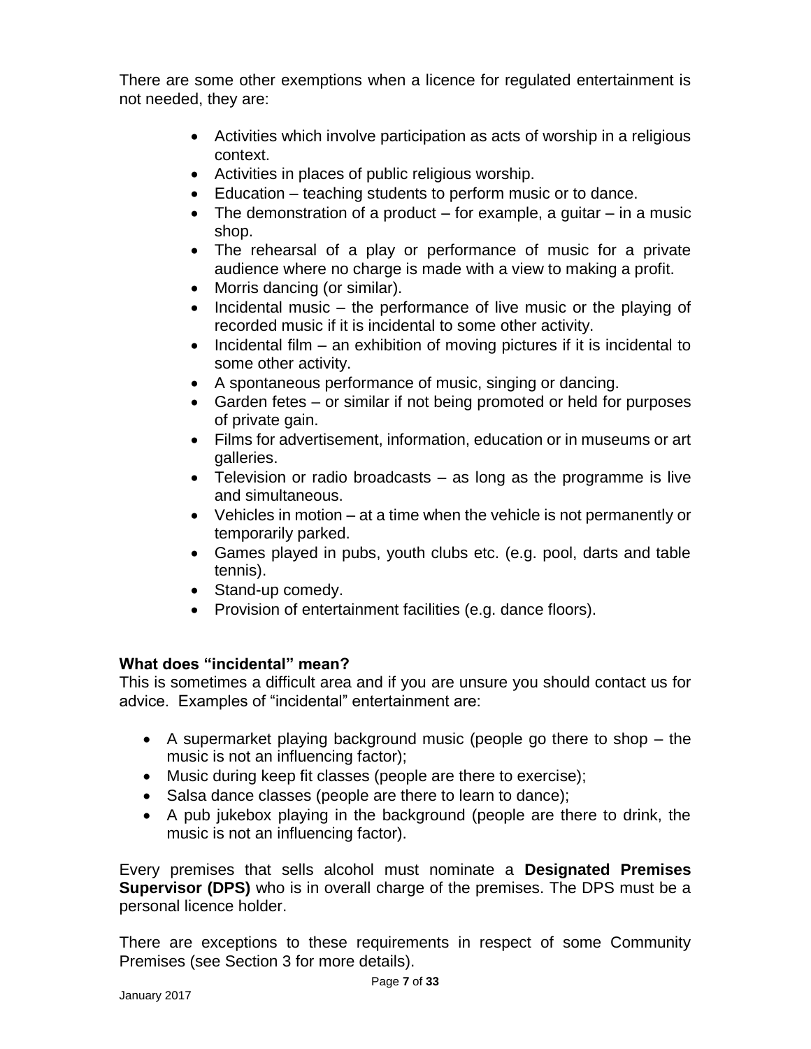There are some other exemptions when a licence for regulated entertainment is not needed, they are:

- Activities which involve participation as acts of worship in a religious context.
- Activities in places of public religious worship.
- Education – teaching students to perform music or to dance.
- The demonstration of a product – for example, a guitar – in a music shop.
- The rehearsal of a play or performance of music for a private audience where no charge is made with a view to making a profit.
- Morris dancing (or similar).
- Incidental music – the performance of live music or the playing of recorded music if it is incidental to some other activity.
- Incidental film – an exhibition of moving pictures if it is incidental to some other activity.
- A spontaneous performance of music, singing or dancing.
- Garden fetes – or similar if not being promoted or held for purposes of private gain.
- Films for advertisement, information, education or in museums or art galleries.
- Television or radio broadcasts – as long as the programme is live and simultaneous.
- Vehicles in motion – at a time when the vehicle is not permanently or temporarily parked.
- Games played in pubs, youth clubs etc. (e.g. pool, darts and table tennis).
- Stand-up comedy.
- Provision of entertainment facilities (e.g. dance floors).

**What does "incidental" mean?**

This is sometimes a difficult area and if you are unsure you should contact us for advice. Examples of "incidental" entertainment are:

- A supermarket playing background music (people go there to shop – the music is not an influencing factor);
- Music during keep fit classes (people are there to exercise);
- Salsa dance classes (people are there to learn to dance);
- A pub jukebox playing in the background (people are there to drink, the music is not an influencing factor).

Every premises that sells alcohol must nominate a **Designated Premises Supervisor (DPS)** who is in overall charge of the premises. The DPS must be a personal licence holder.

There are exceptions to these requirements in respect of some Community Premises (see Section 3 for more details).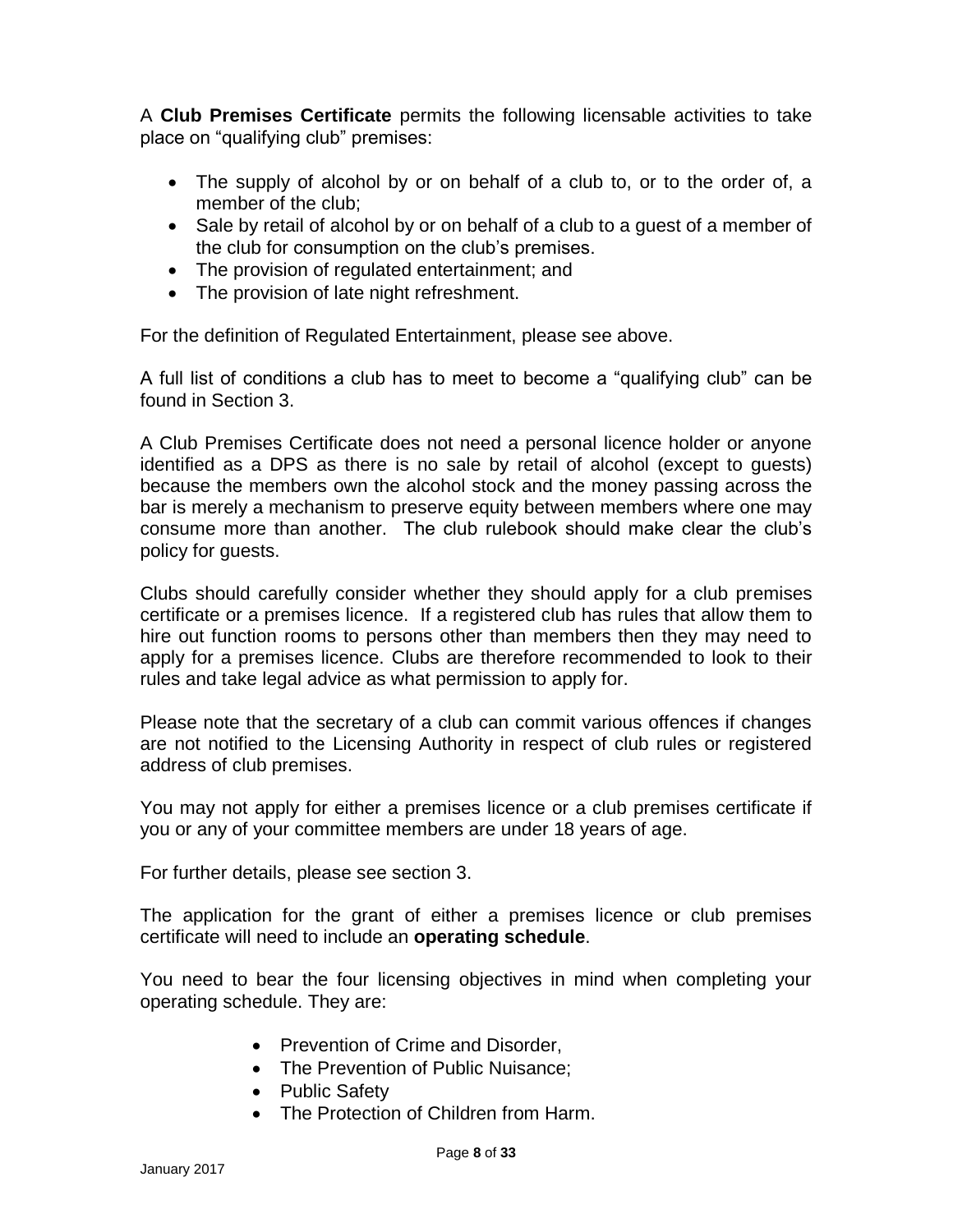A **Club Premises Certificate** permits the following licensable activities to take place on "qualifying club" premises:

- The supply of alcohol by or on behalf of a club to, or to the order of, a member of the club;
- Sale by retail of alcohol by or on behalf of a club to a guest of a member of the club for consumption on the club's premises.
- The provision of regulated entertainment; and
- The provision of late night refreshment.

For the definition of Regulated Entertainment, please see above.

A full list of conditions a club has to meet to become a "qualifying club" can be found in Section 3.

A Club Premises Certificate does not need a personal licence holder or anyone identified as a DPS as there is no sale by retail of alcohol (except to guests) because the members own the alcohol stock and the money passing across the bar is merely a mechanism to preserve equity between members where one may consume more than another. The club rulebook should make clear the club's policy for guests.

Clubs should carefully consider whether they should apply for a club premises certificate or a premises licence. If a registered club has rules that allow them to hire out function rooms to persons other than members then they may need to apply for a premises licence. Clubs are therefore recommended to look to their rules and take legal advice as what permission to apply for.

Please note that the secretary of a club can commit various offences if changes are not notified to the Licensing Authority in respect of club rules or registered address of club premises.

You may not apply for either a premises licence or a club premises certificate if you or any of your committee members are under 18 years of age.

For further details, please see section 3.

The application for the grant of either a premises licence or club premises certificate will need to include an **operating schedule**.

You need to bear the four licensing objectives in mind when completing your operating schedule. They are:

- Prevention of Crime and Disorder,
- The Prevention of Public Nuisance;
- Public Safety
- The Protection of Children from Harm.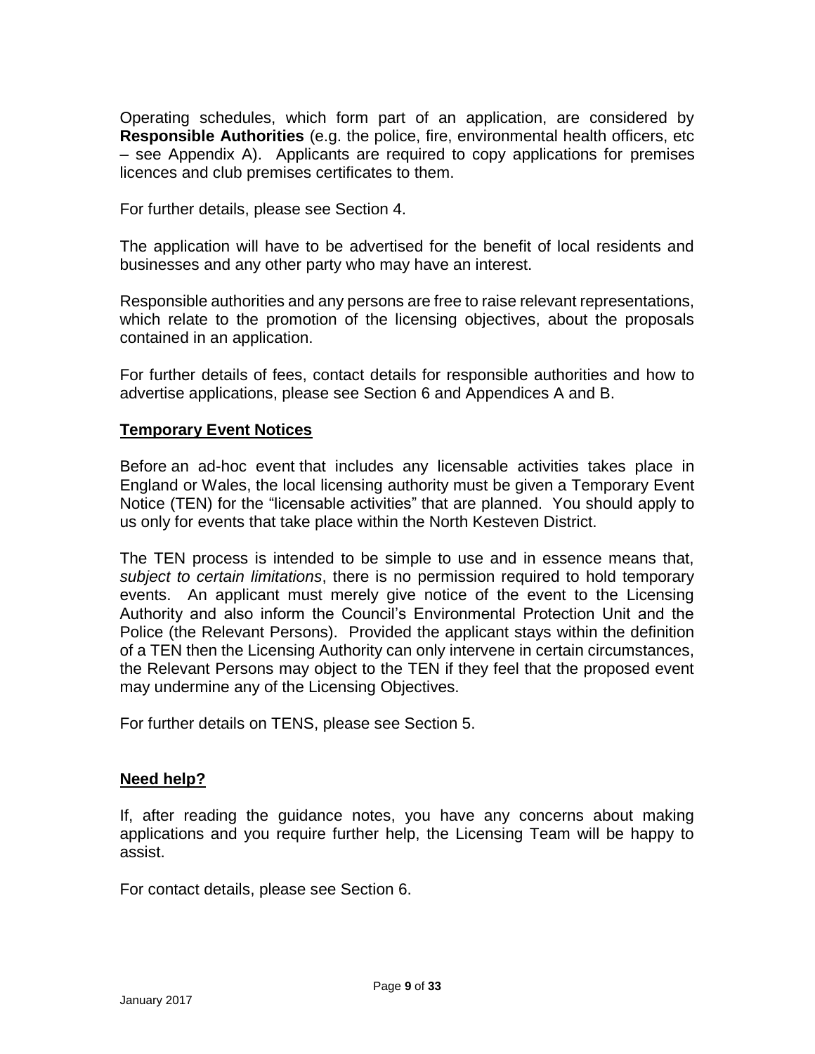Operating schedules, which form part of an application, are considered by **Responsible Authorities** (e.g. the police, fire, environmental health officers, etc – see Appendix A). Applicants are required to copy applications for premises licences and club premises certificates to them.

For further details, please see Section 4.

The application will have to be advertised for the benefit of local residents and businesses and any other party who may have an interest.

Responsible authorities and any persons are free to raise relevant representations, which relate to the promotion of the licensing objectives, about the proposals contained in an application.

For further details of fees, contact details for responsible authorities and how to advertise applications, please see Section 6 and Appendices A and B.

## Temporary Event Notices

Before an ad-hoc event that includes any licensable activities takes place in England or Wales, the local licensing authority must be given a Temporary Event Notice (TEN) for the "licensable activities" that are planned. You should apply to us only for events that take place within the North Kesteven District.

The TEN process is intended to be simple to use and in essence means that, *subject to certain limitations*, there is no permission required to hold temporary events. An applicant must merely give notice of the event to the Licensing Authority and also inform the Council's Environmental Protection Unit and the Police (the Relevant Persons). Provided the applicant stays within the definition of a TEN then the Licensing Authority can only intervene in certain circumstances, the Relevant Persons may object to the TEN if they feel that the proposed event may undermine any of the Licensing Objectives.

For further details on TENS, please see Section 5.

## Need help?

If, after reading the guidance notes, you have any concerns about making applications and you require further help, the Licensing Team will be happy to assist.

For contact details, please see Section 6.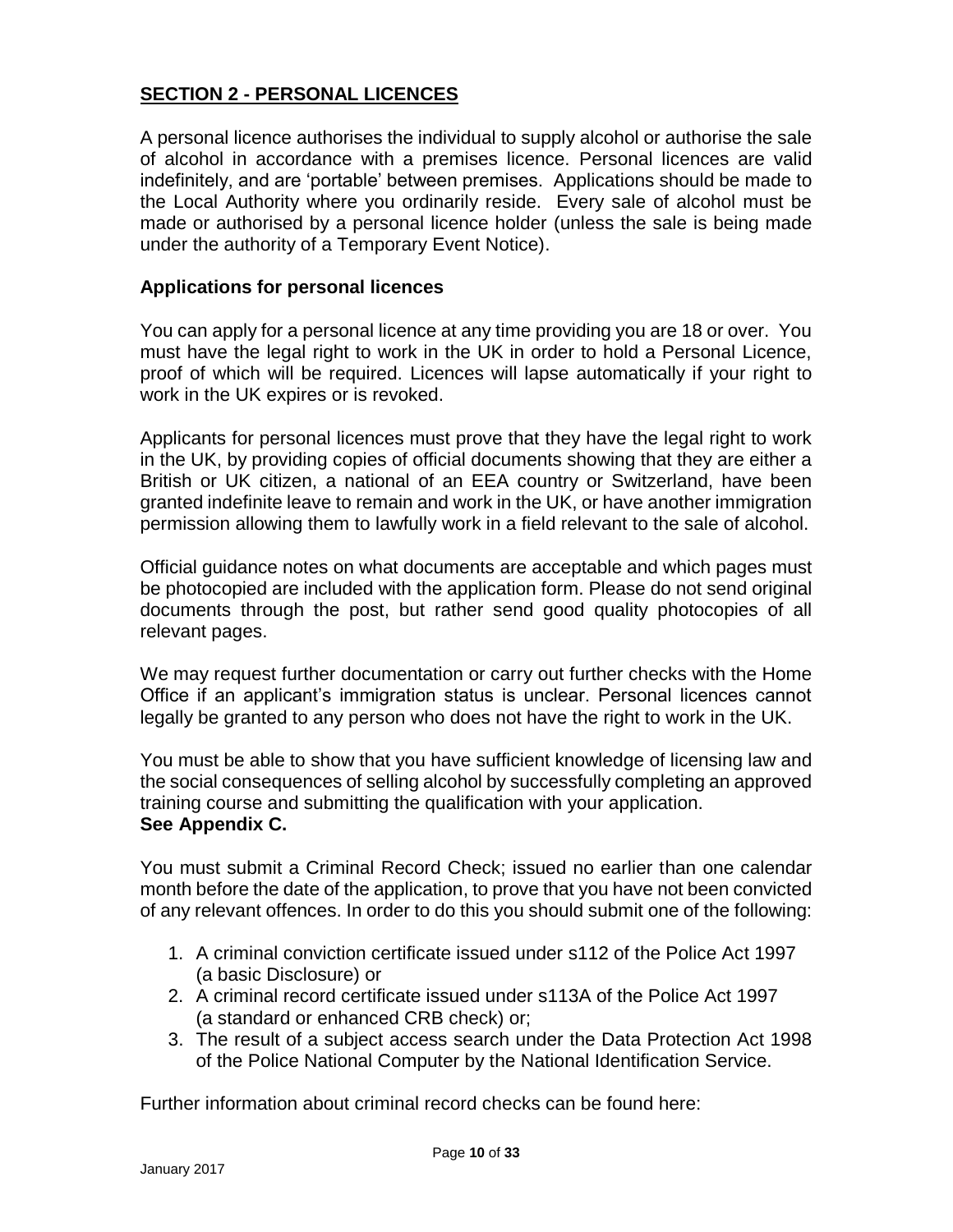## SECTION 2 - PERSONAL LICENCES

A personal licence authorises the individual to supply alcohol or authorise the sale of alcohol in accordance with a premises licence. Personal licences are valid indefinitely, and are 'portable' between premises. Applications should be made to the Local Authority where you ordinarily reside. Every sale of alcohol must be made or authorised by a personal licence holder (unless the sale is being made under the authority of a Temporary Event Notice).

### Applications for personal licences

You can apply for a personal licence at any time providing you are 18 or over. You must have the legal right to work in the UK in order to hold a Personal Licence, proof of which will be required. Licences will lapse automatically if your right to work in the UK expires or is revoked.

Applicants for personal licences must prove that they have the legal right to work in the UK, by providing copies of official documents showing that they are either a British or UK citizen, a national of an EEA country or Switzerland, have been granted indefinite leave to remain and work in the UK, or have another immigration permission allowing them to lawfully work in a field relevant to the sale of alcohol.

Official guidance notes on what documents are acceptable and which pages must be photocopied are included with the application form. Please do not send original documents through the post, but rather send good quality photocopies of all relevant pages.

We may request further documentation or carry out further checks with the Home Office if an applicant's immigration status is unclear. Personal licences cannot legally be granted to any person who does not have the right to work in the UK.

You must be able to show that you have sufficient knowledge of licensing law and the social consequences of selling alcohol by successfully completing an approved training course and submitting the qualification with your application.
**See Appendix C.**

You must submit a Criminal Record Check; issued no earlier than one calendar month before the date of the application, to prove that you have not been convicted of any relevant offences. In order to do this you should submit one of the following:

1. A criminal conviction certificate issued under s112 of the Police Act 1997 (a basic Disclosure) or
2. A criminal record certificate issued under s113A of the Police Act 1997 (a standard or enhanced CRB check) or;
3. The result of a subject access search under the Data Protection Act 1998 of the Police National Computer by the National Identification Service.

Further information about criminal record checks can be found here: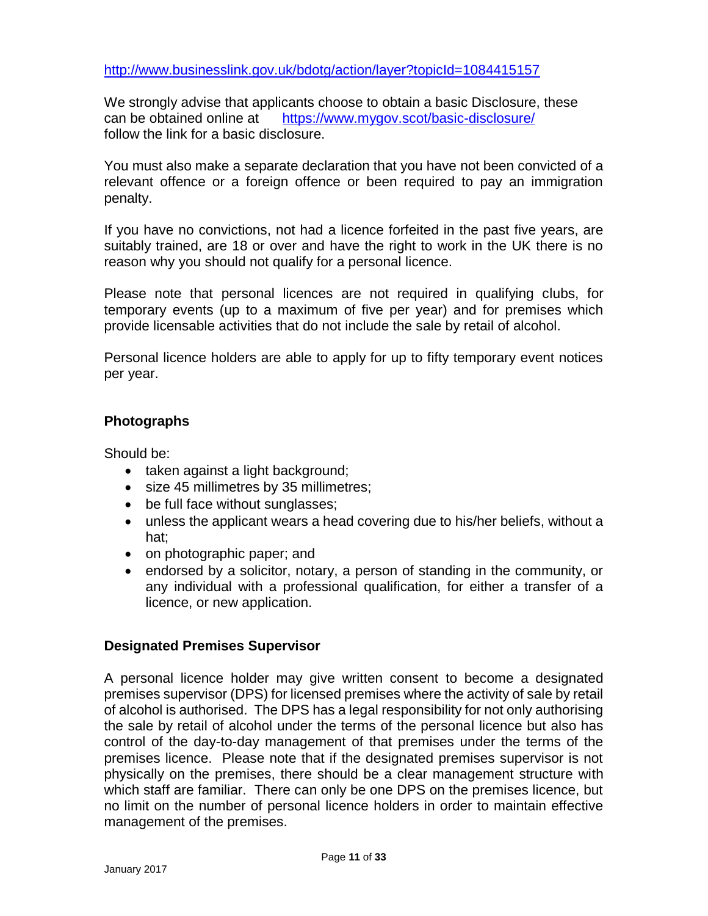http://www.businesslink.gov.uk/bdotg/action/layer?topicId=1084415157

We strongly advise that applicants choose to obtain a basic Disclosure, these can be obtained online at https://www.mygov.scot/basic-disclosure/ follow the link for a basic disclosure.

You must also make a separate declaration that you have not been convicted of a relevant offence or a foreign offence or been required to pay an immigration penalty.

If you have no convictions, not had a licence forfeited in the past five years, are suitably trained, are 18 or over and have the right to work in the UK there is no reason why you should not qualify for a personal licence.

Please note that personal licences are not required in qualifying clubs, for temporary events (up to a maximum of five per year) and for premises which provide licensable activities that do not include the sale by retail of alcohol.

Personal licence holders are able to apply for up to fifty temporary event notices per year.

### Photographs

Should be:

- taken against a light background;
- size 45 millimetres by 35 millimetres;
- be full face without sunglasses;
- unless the applicant wears a head covering due to his/her beliefs, without a hat;
- on photographic paper; and
- endorsed by a solicitor, notary, a person of standing in the community, or any individual with a professional qualification, for either a transfer of a licence, or new application.

### Designated Premises Supervisor

A personal licence holder may give written consent to become a designated premises supervisor (DPS) for licensed premises where the activity of sale by retail of alcohol is authorised. The DPS has a legal responsibility for not only authorising the sale by retail of alcohol under the terms of the personal licence but also has control of the day-to-day management of that premises under the terms of the premises licence. Please note that if the designated premises supervisor is not physically on the premises, there should be a clear management structure with which staff are familiar. There can only be one DPS on the premises licence, but no limit on the number of personal licence holders in order to maintain effective management of the premises.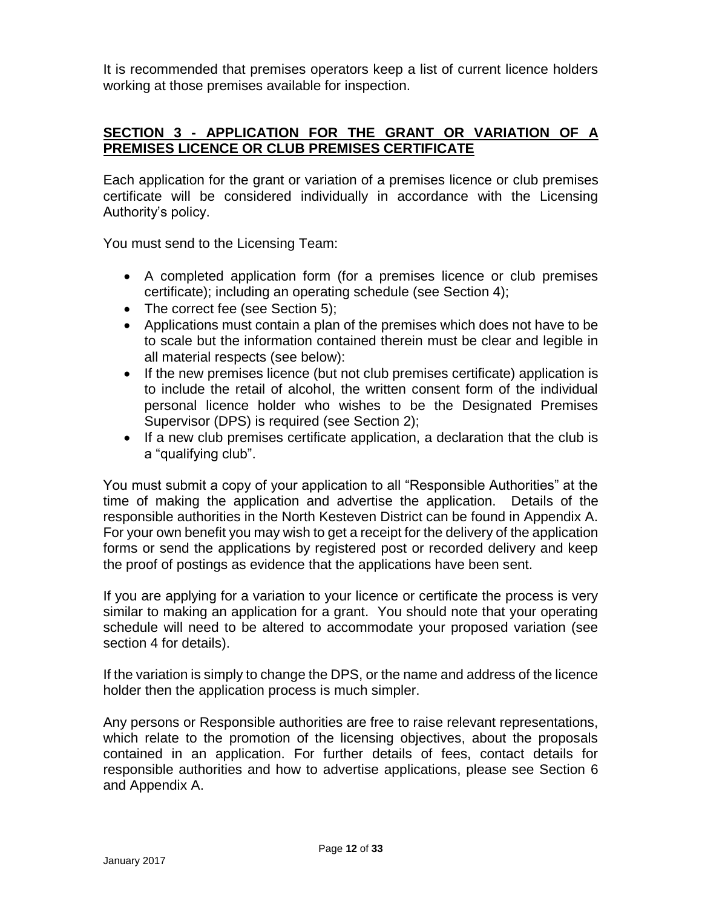It is recommended that premises operators keep a list of current licence holders working at those premises available for inspection.

## SECTION 3 - APPLICATION FOR THE GRANT OR VARIATION OF A PREMISES LICENCE OR CLUB PREMISES CERTIFICATE

Each application for the grant or variation of a premises licence or club premises certificate will be considered individually in accordance with the Licensing Authority's policy.

You must send to the Licensing Team:

- A completed application form (for a premises licence or club premises certificate); including an operating schedule (see Section 4);
- The correct fee (see Section 5);
- Applications must contain a plan of the premises which does not have to be to scale but the information contained therein must be clear and legible in all material respects (see below):
- If the new premises licence (but not club premises certificate) application is to include the retail of alcohol, the written consent form of the individual personal licence holder who wishes to be the Designated Premises Supervisor (DPS) is required (see Section 2);
- If a new club premises certificate application, a declaration that the club is a "qualifying club".

You must submit a copy of your application to all "Responsible Authorities" at the time of making the application and advertise the application. Details of the responsible authorities in the North Kesteven District can be found in Appendix A. For your own benefit you may wish to get a receipt for the delivery of the application forms or send the applications by registered post or recorded delivery and keep the proof of postings as evidence that the applications have been sent.

If you are applying for a variation to your licence or certificate the process is very similar to making an application for a grant. You should note that your operating schedule will need to be altered to accommodate your proposed variation (see section 4 for details).

If the variation is simply to change the DPS, or the name and address of the licence holder then the application process is much simpler.

Any persons or Responsible authorities are free to raise relevant representations, which relate to the promotion of the licensing objectives, about the proposals contained in an application. For further details of fees, contact details for responsible authorities and how to advertise applications, please see Section 6 and Appendix A.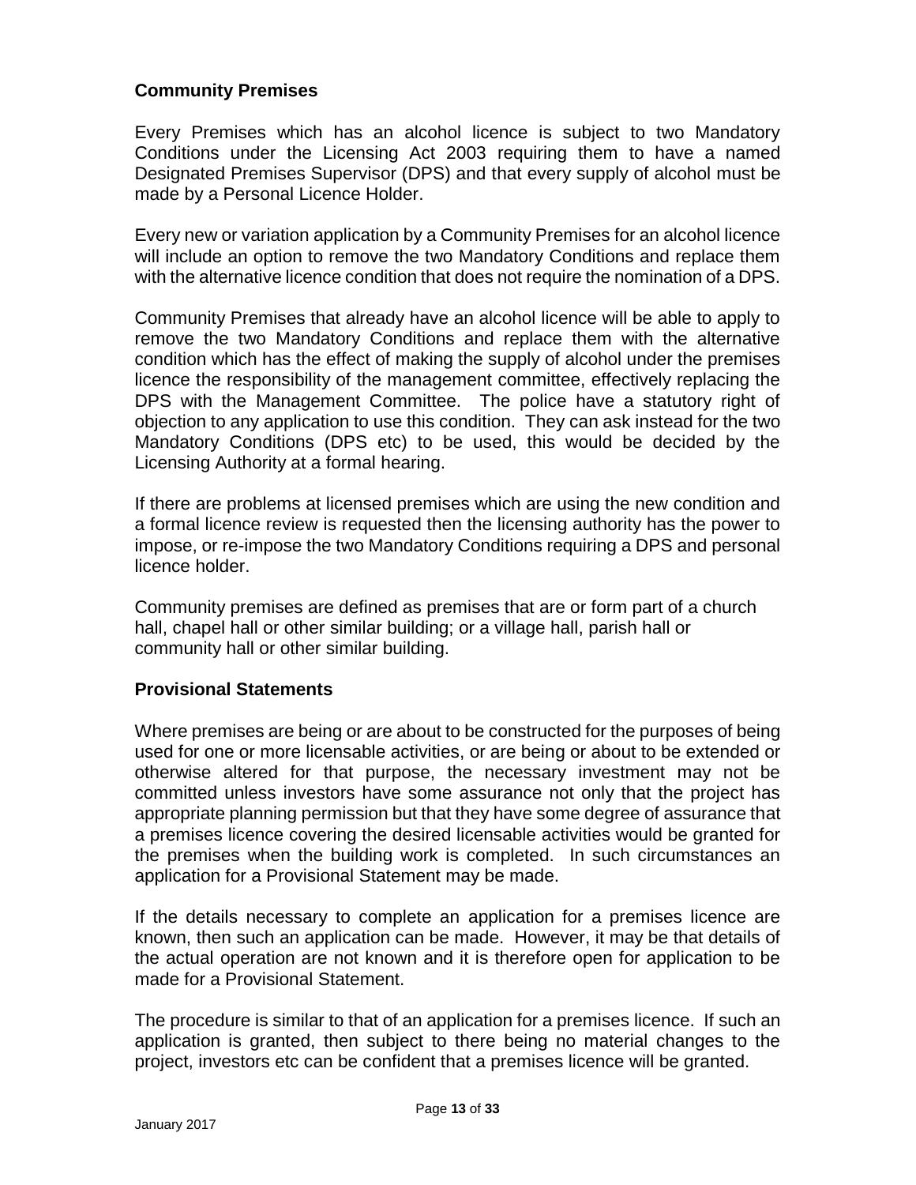## Community Premises

Every Premises which has an alcohol licence is subject to two Mandatory Conditions under the Licensing Act 2003 requiring them to have a named Designated Premises Supervisor (DPS) and that every supply of alcohol must be made by a Personal Licence Holder.

Every new or variation application by a Community Premises for an alcohol licence will include an option to remove the two Mandatory Conditions and replace them with the alternative licence condition that does not require the nomination of a DPS.

Community Premises that already have an alcohol licence will be able to apply to remove the two Mandatory Conditions and replace them with the alternative condition which has the effect of making the supply of alcohol under the premises licence the responsibility of the management committee, effectively replacing the DPS with the Management Committee. The police have a statutory right of objection to any application to use this condition. They can ask instead for the two Mandatory Conditions (DPS etc) to be used, this would be decided by the Licensing Authority at a formal hearing.

If there are problems at licensed premises which are using the new condition and a formal licence review is requested then the licensing authority has the power to impose, or re-impose the two Mandatory Conditions requiring a DPS and personal licence holder.

Community premises are defined as premises that are or form part of a church hall, chapel hall or other similar building; or a village hall, parish hall or community hall or other similar building.

## Provisional Statements

Where premises are being or are about to be constructed for the purposes of being used for one or more licensable activities, or are being or about to be extended or otherwise altered for that purpose, the necessary investment may not be committed unless investors have some assurance not only that the project has appropriate planning permission but that they have some degree of assurance that a premises licence covering the desired licensable activities would be granted for the premises when the building work is completed. In such circumstances an application for a Provisional Statement may be made.

If the details necessary to complete an application for a premises licence are known, then such an application can be made. However, it may be that details of the actual operation are not known and it is therefore open for application to be made for a Provisional Statement.

The procedure is similar to that of an application for a premises licence. If such an application is granted, then subject to there being no material changes to the project, investors etc can be confident that a premises licence will be granted.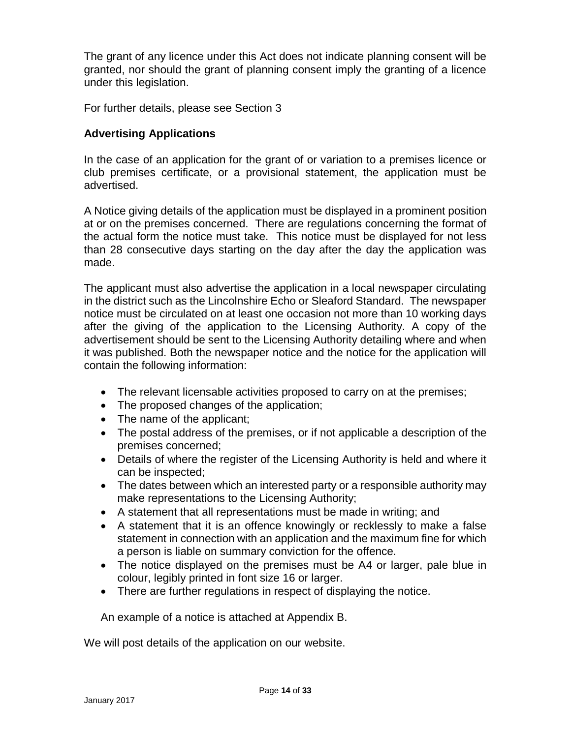The grant of any licence under this Act does not indicate planning consent will be granted, nor should the grant of planning consent imply the granting of a licence under this legislation.

For further details, please see Section 3

**Advertising Applications**

In the case of an application for the grant of or variation to a premises licence or club premises certificate, or a provisional statement, the application must be advertised.

A Notice giving details of the application must be displayed in a prominent position at or on the premises concerned. There are regulations concerning the format of the actual form the notice must take. This notice must be displayed for not less than 28 consecutive days starting on the day after the day the application was made.

The applicant must also advertise the application in a local newspaper circulating in the district such as the Lincolnshire Echo or Sleaford Standard. The newspaper notice must be circulated on at least one occasion not more than 10 working days after the giving of the application to the Licensing Authority. A copy of the advertisement should be sent to the Licensing Authority detailing where and when it was published. Both the newspaper notice and the notice for the application will contain the following information:

- The relevant licensable activities proposed to carry on at the premises;
- The proposed changes of the application;
- The name of the applicant;
- The postal address of the premises, or if not applicable a description of the premises concerned;
- Details of where the register of the Licensing Authority is held and where it can be inspected;
- The dates between which an interested party or a responsible authority may make representations to the Licensing Authority;
- A statement that all representations must be made in writing; and
- A statement that it is an offence knowingly or recklessly to make a false statement in connection with an application and the maximum fine for which a person is liable on summary conviction for the offence.
- The notice displayed on the premises must be A4 or larger, pale blue in colour, legibly printed in font size 16 or larger.
- There are further regulations in respect of displaying the notice.

An example of a notice is attached at Appendix B.

We will post details of the application on our website.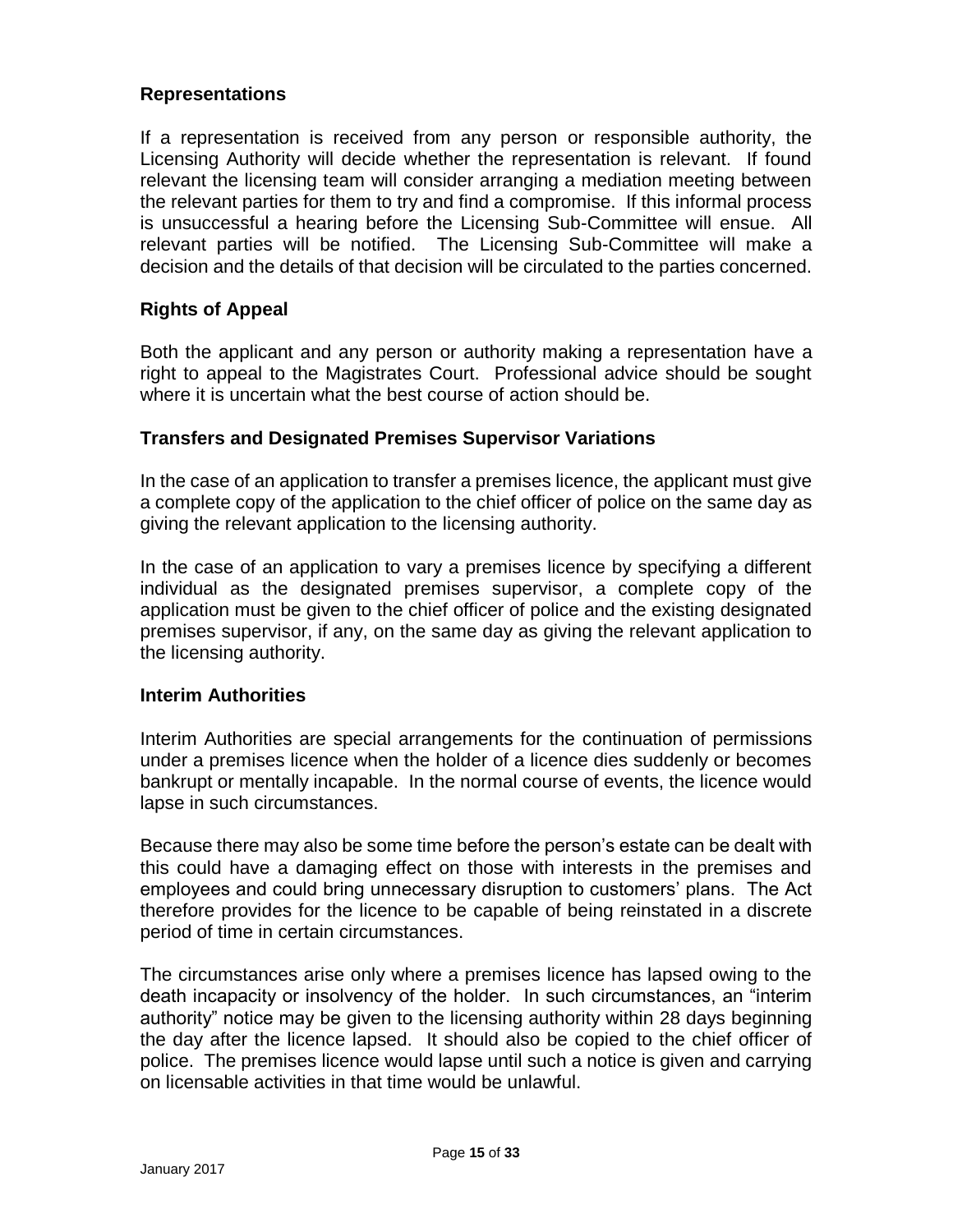## Representations

If a representation is received from any person or responsible authority, the Licensing Authority will decide whether the representation is relevant. If found relevant the licensing team will consider arranging a mediation meeting between the relevant parties for them to try and find a compromise. If this informal process is unsuccessful a hearing before the Licensing Sub-Committee will ensue. All relevant parties will be notified. The Licensing Sub-Committee will make a decision and the details of that decision will be circulated to the parties concerned.

## Rights of Appeal

Both the applicant and any person or authority making a representation have a right to appeal to the Magistrates Court. Professional advice should be sought where it is uncertain what the best course of action should be.

## Transfers and Designated Premises Supervisor Variations

In the case of an application to transfer a premises licence, the applicant must give a complete copy of the application to the chief officer of police on the same day as giving the relevant application to the licensing authority.

In the case of an application to vary a premises licence by specifying a different individual as the designated premises supervisor, a complete copy of the application must be given to the chief officer of police and the existing designated premises supervisor, if any, on the same day as giving the relevant application to the licensing authority.

## Interim Authorities

Interim Authorities are special arrangements for the continuation of permissions under a premises licence when the holder of a licence dies suddenly or becomes bankrupt or mentally incapable. In the normal course of events, the licence would lapse in such circumstances.

Because there may also be some time before the person's estate can be dealt with this could have a damaging effect on those with interests in the premises and employees and could bring unnecessary disruption to customers' plans. The Act therefore provides for the licence to be capable of being reinstated in a discrete period of time in certain circumstances.

The circumstances arise only where a premises licence has lapsed owing to the death incapacity or insolvency of the holder. In such circumstances, an "interim authority" notice may be given to the licensing authority within 28 days beginning the day after the licence lapsed. It should also be copied to the chief officer of police. The premises licence would lapse until such a notice is given and carrying on licensable activities in that time would be unlawful.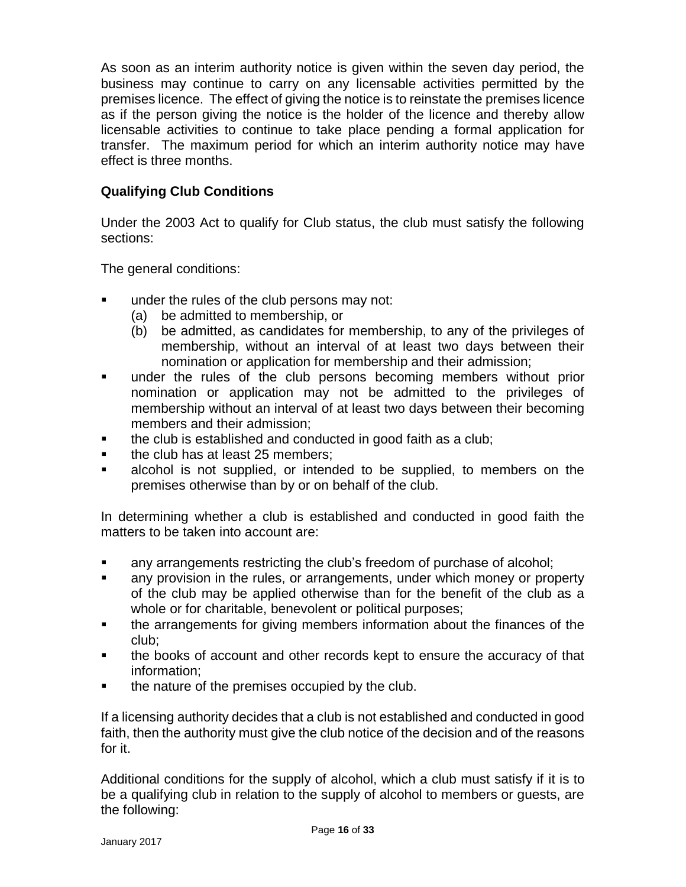As soon as an interim authority notice is given within the seven day period, the business may continue to carry on any licensable activities permitted by the premises licence. The effect of giving the notice is to reinstate the premises licence as if the person giving the notice is the holder of the licence and thereby allow licensable activities to continue to take place pending a formal application for transfer. The maximum period for which an interim authority notice may have effect is three months.

### Qualifying Club Conditions

Under the 2003 Act to qualify for Club status, the club must satisfy the following sections:

The general conditions:

- under the rules of the club persons may not:
  - (a) be admitted to membership, or
  - (b) be admitted, as candidates for membership, to any of the privileges of membership, without an interval of at least two days between their nomination or application for membership and their admission;
- under the rules of the club persons becoming members without prior nomination or application may not be admitted to the privileges of membership without an interval of at least two days between their becoming members and their admission;
- the club is established and conducted in good faith as a club;
- the club has at least 25 members;
- alcohol is not supplied, or intended to be supplied, to members on the premises otherwise than by or on behalf of the club.

In determining whether a club is established and conducted in good faith the matters to be taken into account are:

- any arrangements restricting the club's freedom of purchase of alcohol;
- any provision in the rules, or arrangements, under which money or property of the club may be applied otherwise than for the benefit of the club as a whole or for charitable, benevolent or political purposes;
- the arrangements for giving members information about the finances of the club;
- the books of account and other records kept to ensure the accuracy of that information;
- the nature of the premises occupied by the club.

If a licensing authority decides that a club is not established and conducted in good faith, then the authority must give the club notice of the decision and of the reasons for it.

Additional conditions for the supply of alcohol, which a club must satisfy if it is to be a qualifying club in relation to the supply of alcohol to members or guests, are the following: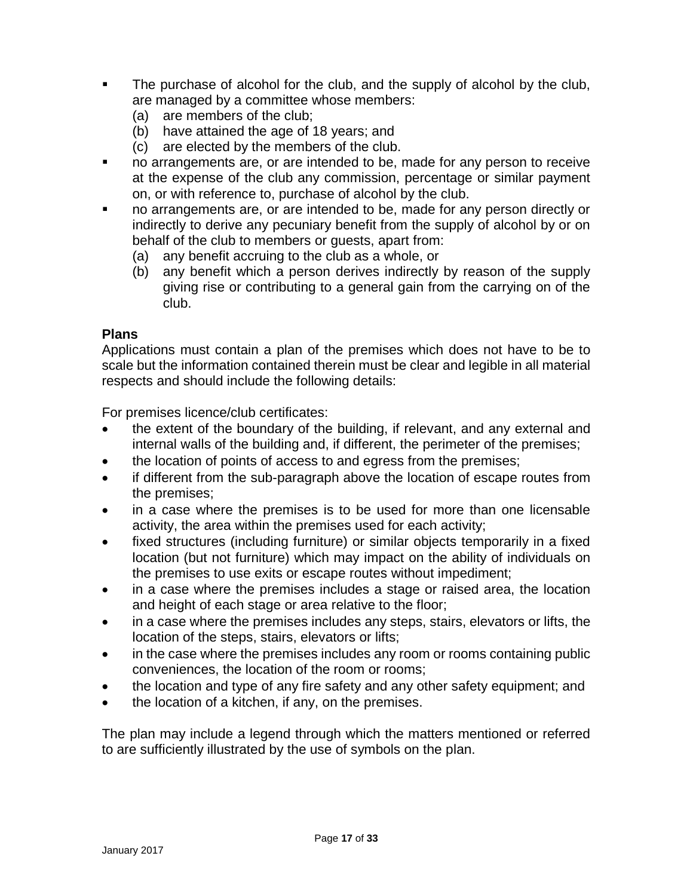- The purchase of alcohol for the club, and the supply of alcohol by the club, are managed by a committee whose members:
  - (a) are members of the club;
  - (b) have attained the age of 18 years; and
  - (c) are elected by the members of the club.
- no arrangements are, or are intended to be, made for any person to receive at the expense of the club any commission, percentage or similar payment on, or with reference to, purchase of alcohol by the club.
- no arrangements are, or are intended to be, made for any person directly or indirectly to derive any pecuniary benefit from the supply of alcohol by or on behalf of the club to members or guests, apart from:
  - (a) any benefit accruing to the club as a whole, or
  - (b) any benefit which a person derives indirectly by reason of the supply giving rise or contributing to a general gain from the carrying on of the club.

**Plans**

Applications must contain a plan of the premises which does not have to be to scale but the information contained therein must be clear and legible in all material respects and should include the following details:

For premises licence/club certificates:

- the extent of the boundary of the building, if relevant, and any external and internal walls of the building and, if different, the perimeter of the premises;
- the location of points of access to and egress from the premises;
- if different from the sub-paragraph above the location of escape routes from the premises;
- in a case where the premises is to be used for more than one licensable activity, the area within the premises used for each activity;
- fixed structures (including furniture) or similar objects temporarily in a fixed location (but not furniture) which may impact on the ability of individuals on the premises to use exits or escape routes without impediment;
- in a case where the premises includes a stage or raised area, the location and height of each stage or area relative to the floor;
- in a case where the premises includes any steps, stairs, elevators or lifts, the location of the steps, stairs, elevators or lifts;
- in the case where the premises includes any room or rooms containing public conveniences, the location of the room or rooms;
- the location and type of any fire safety and any other safety equipment; and
- the location of a kitchen, if any, on the premises.

The plan may include a legend through which the matters mentioned or referred to are sufficiently illustrated by the use of symbols on the plan.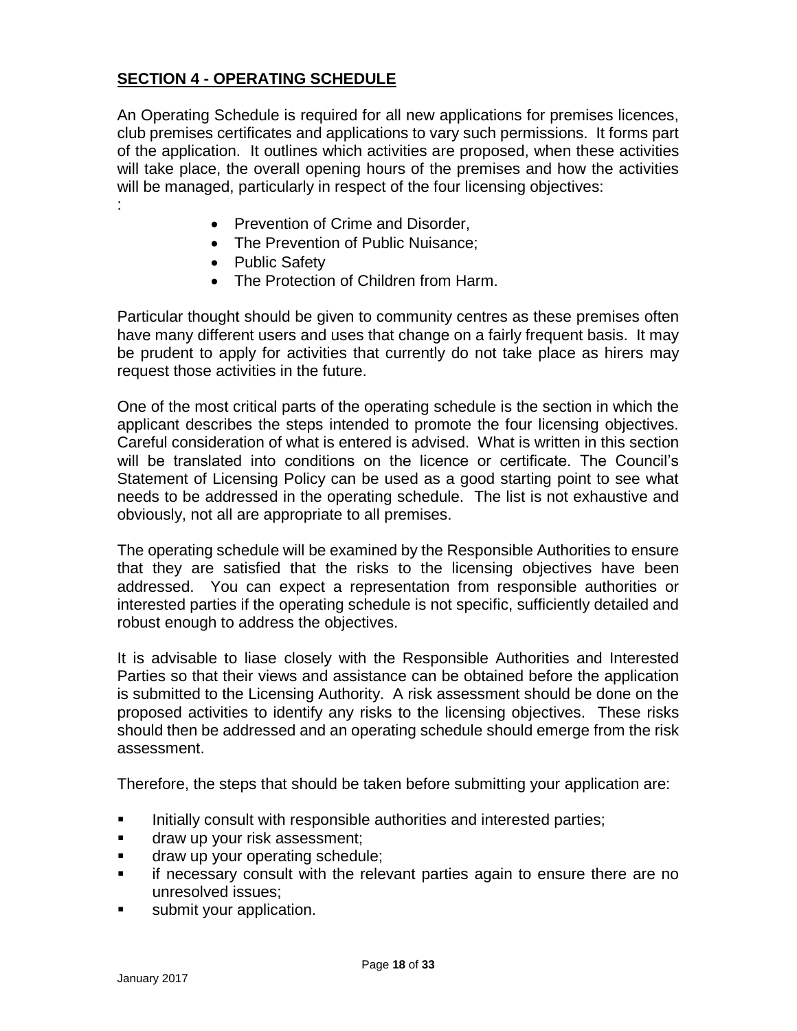## SECTION 4 - OPERATING SCHEDULE

An Operating Schedule is required for all new applications for premises licences, club premises certificates and applications to vary such permissions. It forms part of the application. It outlines which activities are proposed, when these activities will take place, the overall opening hours of the premises and how the activities will be managed, particularly in respect of the four licensing objectives:
:

- Prevention of Crime and Disorder,
- The Prevention of Public Nuisance;
- Public Safety
- The Protection of Children from Harm.

Particular thought should be given to community centres as these premises often have many different users and uses that change on a fairly frequent basis. It may be prudent to apply for activities that currently do not take place as hirers may request those activities in the future.

One of the most critical parts of the operating schedule is the section in which the applicant describes the steps intended to promote the four licensing objectives. Careful consideration of what is entered is advised. What is written in this section will be translated into conditions on the licence or certificate. The Council's Statement of Licensing Policy can be used as a good starting point to see what needs to be addressed in the operating schedule. The list is not exhaustive and obviously, not all are appropriate to all premises.

The operating schedule will be examined by the Responsible Authorities to ensure that they are satisfied that the risks to the licensing objectives have been addressed. You can expect a representation from responsible authorities or interested parties if the operating schedule is not specific, sufficiently detailed and robust enough to address the objectives.

It is advisable to liase closely with the Responsible Authorities and Interested Parties so that their views and assistance can be obtained before the application is submitted to the Licensing Authority. A risk assessment should be done on the proposed activities to identify any risks to the licensing objectives. These risks should then be addressed and an operating schedule should emerge from the risk assessment.

Therefore, the steps that should be taken before submitting your application are:

- Initially consult with responsible authorities and interested parties;
- draw up your risk assessment;
- draw up your operating schedule;
- if necessary consult with the relevant parties again to ensure there are no unresolved issues;
- submit your application.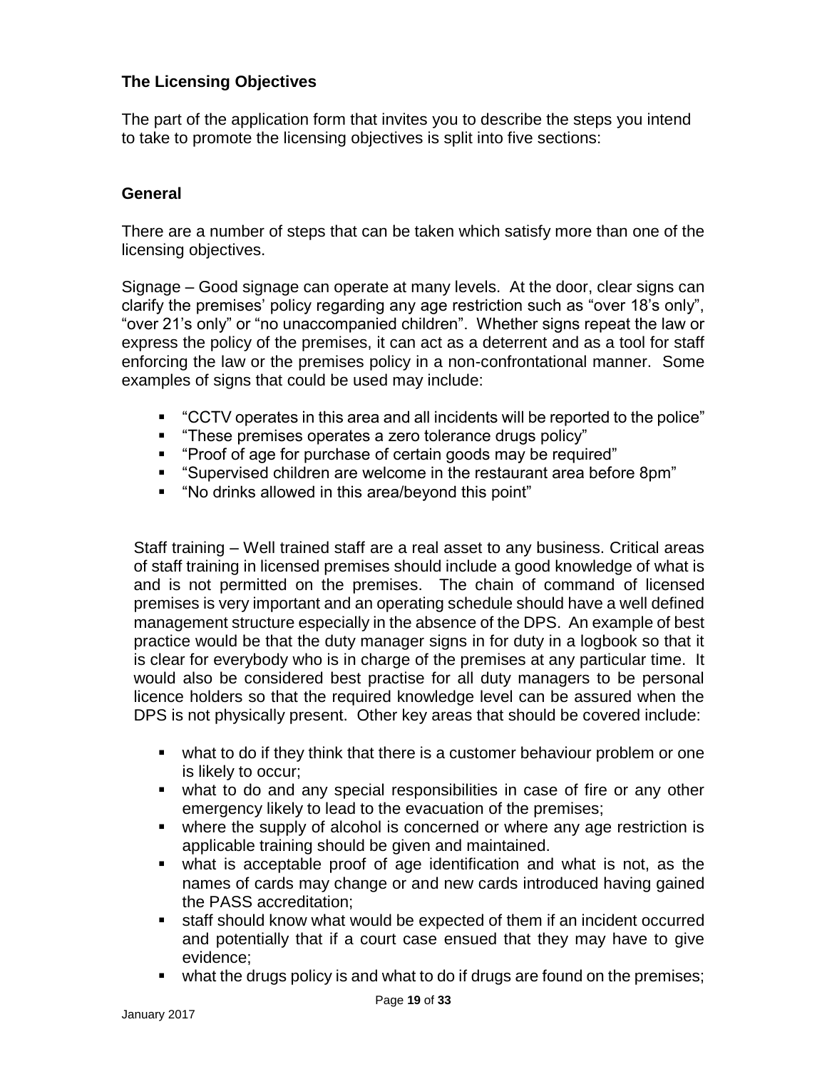### The Licensing Objectives

The part of the application form that invites you to describe the steps you intend to take to promote the licensing objectives is split into five sections:

### General

There are a number of steps that can be taken which satisfy more than one of the licensing objectives.

Signage – Good signage can operate at many levels. At the door, clear signs can clarify the premises' policy regarding any age restriction such as "over 18's only", "over 21's only" or "no unaccompanied children". Whether signs repeat the law or express the policy of the premises, it can act as a deterrent and as a tool for staff enforcing the law or the premises policy in a non-confrontational manner. Some examples of signs that could be used may include:

- "CCTV operates in this area and all incidents will be reported to the police"
- "These premises operates a zero tolerance drugs policy"
- "Proof of age for purchase of certain goods may be required"
- "Supervised children are welcome in the restaurant area before 8pm"
- "No drinks allowed in this area/beyond this point"

Staff training – Well trained staff are a real asset to any business. Critical areas of staff training in licensed premises should include a good knowledge of what is and is not permitted on the premises. The chain of command of licensed premises is very important and an operating schedule should have a well defined management structure especially in the absence of the DPS. An example of best practice would be that the duty manager signs in for duty in a logbook so that it is clear for everybody who is in charge of the premises at any particular time. It would also be considered best practise for all duty managers to be personal licence holders so that the required knowledge level can be assured when the DPS is not physically present. Other key areas that should be covered include:

- what to do if they think that there is a customer behaviour problem or one is likely to occur;
- what to do and any special responsibilities in case of fire or any other emergency likely to lead to the evacuation of the premises;
- where the supply of alcohol is concerned or where any age restriction is applicable training should be given and maintained.
- what is acceptable proof of age identification and what is not, as the names of cards may change or and new cards introduced having gained the PASS accreditation;
- staff should know what would be expected of them if an incident occurred and potentially that if a court case ensued that they may have to give evidence;
- what the drugs policy is and what to do if drugs are found on the premises;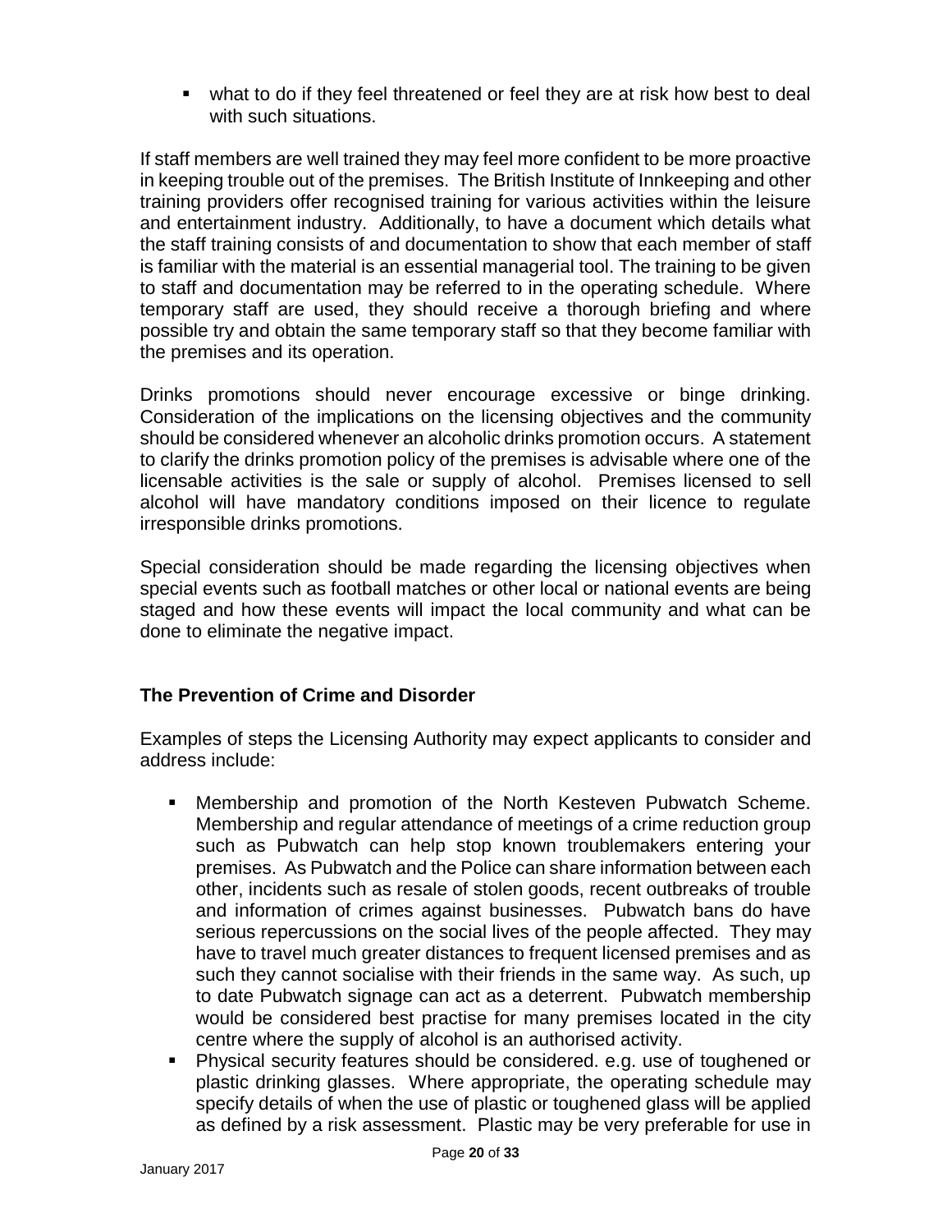- what to do if they feel threatened or feel they are at risk how best to deal with such situations.

If staff members are well trained they may feel more confident to be more proactive in keeping trouble out of the premises. The British Institute of Innkeeping and other training providers offer recognised training for various activities within the leisure and entertainment industry. Additionally, to have a document which details what the staff training consists of and documentation to show that each member of staff is familiar with the material is an essential managerial tool. The training to be given to staff and documentation may be referred to in the operating schedule. Where temporary staff are used, they should receive a thorough briefing and where possible try and obtain the same temporary staff so that they become familiar with the premises and its operation.

Drinks promotions should never encourage excessive or binge drinking. Consideration of the implications on the licensing objectives and the community should be considered whenever an alcoholic drinks promotion occurs. A statement to clarify the drinks promotion policy of the premises is advisable where one of the licensable activities is the sale or supply of alcohol. Premises licensed to sell alcohol will have mandatory conditions imposed on their licence to regulate irresponsible drinks promotions.

Special consideration should be made regarding the licensing objectives when special events such as football matches or other local or national events are being staged and how these events will impact the local community and what can be done to eliminate the negative impact.

### The Prevention of Crime and Disorder

Examples of steps the Licensing Authority may expect applicants to consider and address include:

- Membership and promotion of the North Kesteven Pubwatch Scheme. Membership and regular attendance of meetings of a crime reduction group such as Pubwatch can help stop known troublemakers entering your premises. As Pubwatch and the Police can share information between each other, incidents such as resale of stolen goods, recent outbreaks of trouble and information of crimes against businesses. Pubwatch bans do have serious repercussions on the social lives of the people affected. They may have to travel much greater distances to frequent licensed premises and as such they cannot socialise with their friends in the same way. As such, up to date Pubwatch signage can act as a deterrent. Pubwatch membership would be considered best practise for many premises located in the city centre where the supply of alcohol is an authorised activity.
- Physical security features should be considered. e.g. use of toughened or plastic drinking glasses. Where appropriate, the operating schedule may specify details of when the use of plastic or toughened glass will be applied as defined by a risk assessment. Plastic may be very preferable for use in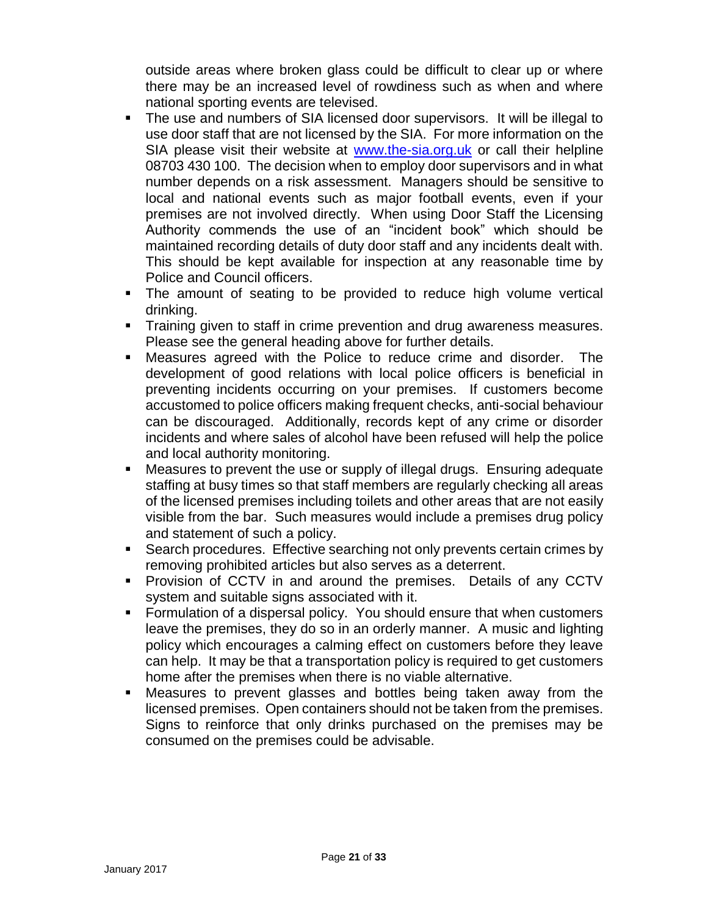outside areas where broken glass could be difficult to clear up or where there may be an increased level of rowdiness such as when and where national sporting events are televised.

- The use and numbers of SIA licensed door supervisors. It will be illegal to use door staff that are not licensed by the SIA. For more information on the SIA please visit their website at [www.the-sia.org.uk](http://www.the-sia.org.uk) or call their helpline 08703 430 100. The decision when to employ door supervisors and in what number depends on a risk assessment. Managers should be sensitive to local and national events such as major football events, even if your premises are not involved directly. When using Door Staff the Licensing Authority commends the use of an "incident book" which should be maintained recording details of duty door staff and any incidents dealt with. This should be kept available for inspection at any reasonable time by Police and Council officers.
- The amount of seating to be provided to reduce high volume vertical drinking.
- Training given to staff in crime prevention and drug awareness measures. Please see the general heading above for further details.
- Measures agreed with the Police to reduce crime and disorder. The development of good relations with local police officers is beneficial in preventing incidents occurring on your premises. If customers become accustomed to police officers making frequent checks, anti-social behaviour can be discouraged. Additionally, records kept of any crime or disorder incidents and where sales of alcohol have been refused will help the police and local authority monitoring.
- Measures to prevent the use or supply of illegal drugs. Ensuring adequate staffing at busy times so that staff members are regularly checking all areas of the licensed premises including toilets and other areas that are not easily visible from the bar. Such measures would include a premises drug policy and statement of such a policy.
- Search procedures. Effective searching not only prevents certain crimes by removing prohibited articles but also serves as a deterrent.
- Provision of CCTV in and around the premises. Details of any CCTV system and suitable signs associated with it.
- Formulation of a dispersal policy. You should ensure that when customers leave the premises, they do so in an orderly manner. A music and lighting policy which encourages a calming effect on customers before they leave can help. It may be that a transportation policy is required to get customers home after the premises when there is no viable alternative.
- Measures to prevent glasses and bottles being taken away from the licensed premises. Open containers should not be taken from the premises. Signs to reinforce that only drinks purchased on the premises may be consumed on the premises could be advisable.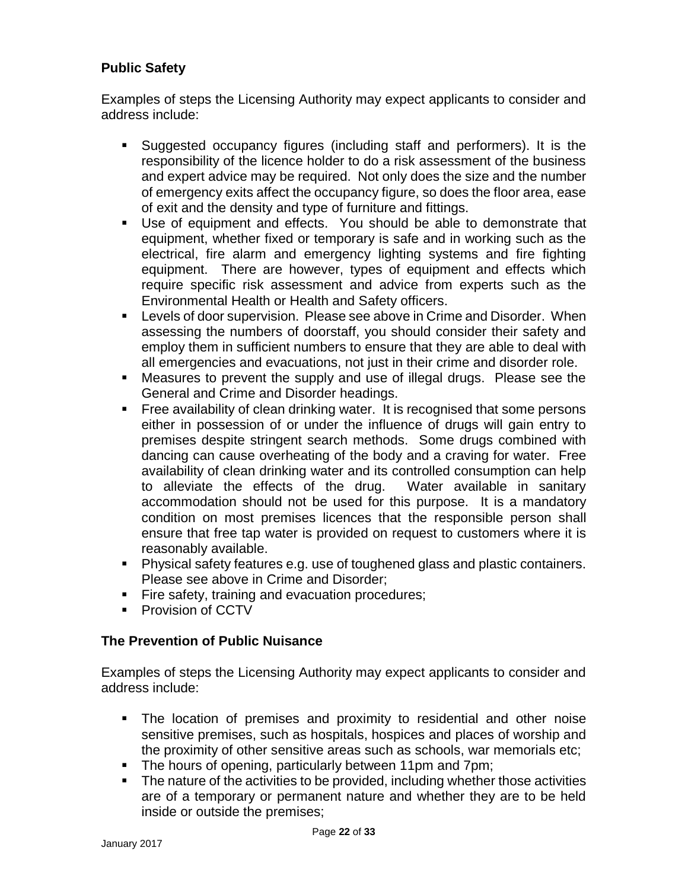### Public Safety

Examples of steps the Licensing Authority may expect applicants to consider and address include:

- Suggested occupancy figures (including staff and performers). It is the responsibility of the licence holder to do a risk assessment of the business and expert advice may be required. Not only does the size and the number of emergency exits affect the occupancy figure, so does the floor area, ease of exit and the density and type of furniture and fittings.
- Use of equipment and effects. You should be able to demonstrate that equipment, whether fixed or temporary is safe and in working such as the electrical, fire alarm and emergency lighting systems and fire fighting equipment. There are however, types of equipment and effects which require specific risk assessment and advice from experts such as the Environmental Health or Health and Safety officers.
- Levels of door supervision. Please see above in Crime and Disorder. When assessing the numbers of doorstaff, you should consider their safety and employ them in sufficient numbers to ensure that they are able to deal with all emergencies and evacuations, not just in their crime and disorder role.
- Measures to prevent the supply and use of illegal drugs. Please see the General and Crime and Disorder headings.
- Free availability of clean drinking water. It is recognised that some persons either in possession of or under the influence of drugs will gain entry to premises despite stringent search methods. Some drugs combined with dancing can cause overheating of the body and a craving for water. Free availability of clean drinking water and its controlled consumption can help to alleviate the effects of the drug. Water available in sanitary accommodation should not be used for this purpose. It is a mandatory condition on most premises licences that the responsible person shall ensure that free tap water is provided on request to customers where it is reasonably available.
- Physical safety features e.g. use of toughened glass and plastic containers. Please see above in Crime and Disorder;
- Fire safety, training and evacuation procedures;
- Provision of CCTV

### The Prevention of Public Nuisance

Examples of steps the Licensing Authority may expect applicants to consider and address include:

- The location of premises and proximity to residential and other noise sensitive premises, such as hospitals, hospices and places of worship and the proximity of other sensitive areas such as schools, war memorials etc;
- The hours of opening, particularly between 11pm and 7pm;
- The nature of the activities to be provided, including whether those activities are of a temporary or permanent nature and whether they are to be held inside or outside the premises;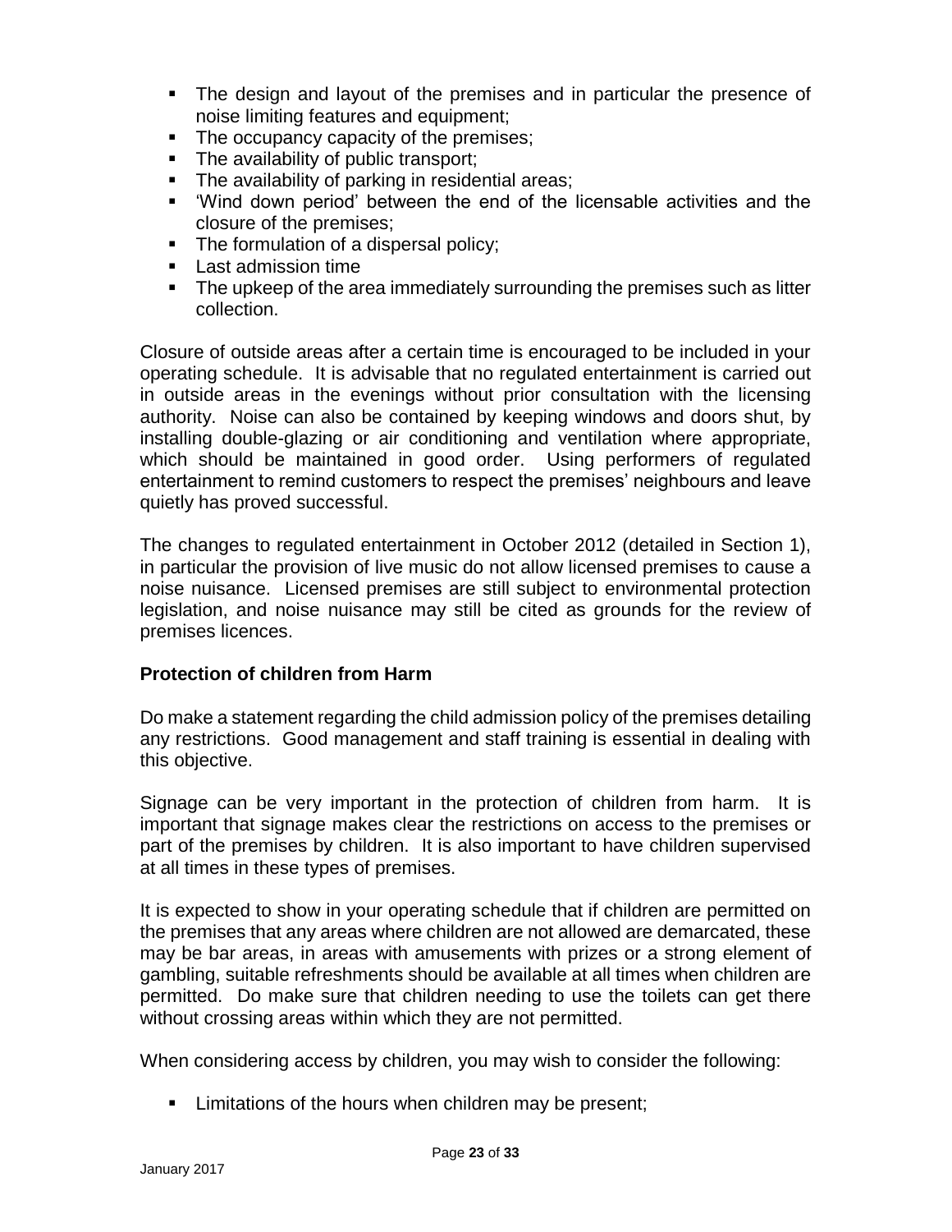- The design and layout of the premises and in particular the presence of noise limiting features and equipment;
- The occupancy capacity of the premises;
- The availability of public transport;
- The availability of parking in residential areas;
- 'Wind down period' between the end of the licensable activities and the closure of the premises;
- The formulation of a dispersal policy;
- Last admission time
- The upkeep of the area immediately surrounding the premises such as litter collection.

Closure of outside areas after a certain time is encouraged to be included in your operating schedule. It is advisable that no regulated entertainment is carried out in outside areas in the evenings without prior consultation with the licensing authority. Noise can also be contained by keeping windows and doors shut, by installing double-glazing or air conditioning and ventilation where appropriate, which should be maintained in good order. Using performers of regulated entertainment to remind customers to respect the premises' neighbours and leave quietly has proved successful.

The changes to regulated entertainment in October 2012 (detailed in Section 1), in particular the provision of live music do not allow licensed premises to cause a noise nuisance. Licensed premises are still subject to environmental protection legislation, and noise nuisance may still be cited as grounds for the review of premises licences.

### Protection of children from Harm

Do make a statement regarding the child admission policy of the premises detailing any restrictions. Good management and staff training is essential in dealing with this objective.

Signage can be very important in the protection of children from harm. It is important that signage makes clear the restrictions on access to the premises or part of the premises by children. It is also important to have children supervised at all times in these types of premises.

It is expected to show in your operating schedule that if children are permitted on the premises that any areas where children are not allowed are demarcated, these may be bar areas, in areas with amusements with prizes or a strong element of gambling, suitable refreshments should be available at all times when children are permitted. Do make sure that children needing to use the toilets can get there without crossing areas within which they are not permitted.

When considering access by children, you may wish to consider the following:

- Limitations of the hours when children may be present;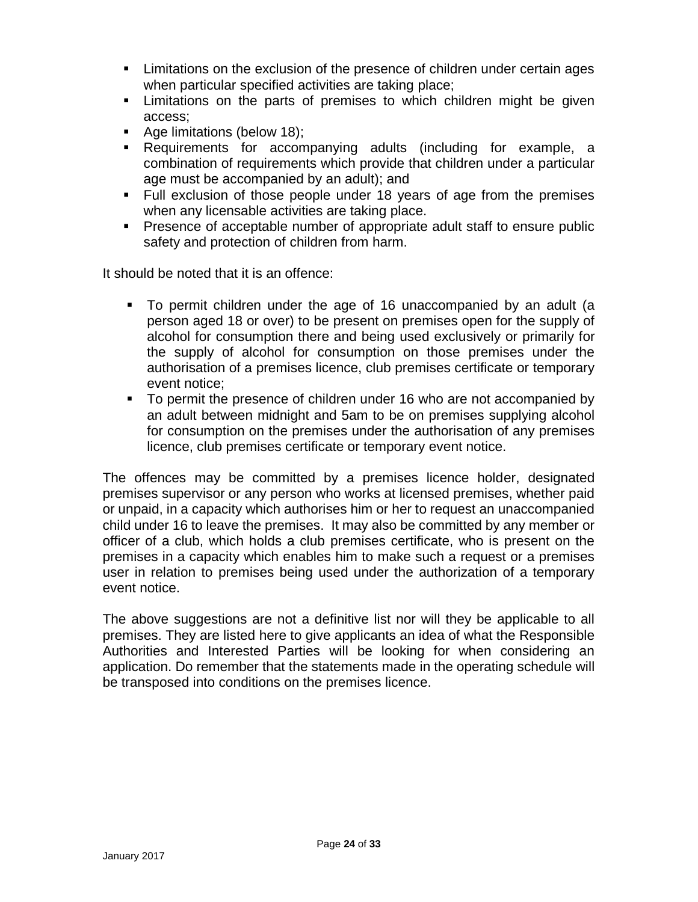- Limitations on the exclusion of the presence of children under certain ages when particular specified activities are taking place;
- Limitations on the parts of premises to which children might be given access;
- Age limitations (below 18);
- Requirements for accompanying adults (including for example, a combination of requirements which provide that children under a particular age must be accompanied by an adult); and
- Full exclusion of those people under 18 years of age from the premises when any licensable activities are taking place.
- Presence of acceptable number of appropriate adult staff to ensure public safety and protection of children from harm.

It should be noted that it is an offence:

- To permit children under the age of 16 unaccompanied by an adult (a person aged 18 or over) to be present on premises open for the supply of alcohol for consumption there and being used exclusively or primarily for the supply of alcohol for consumption on those premises under the authorisation of a premises licence, club premises certificate or temporary event notice;
- To permit the presence of children under 16 who are not accompanied by an adult between midnight and 5am to be on premises supplying alcohol for consumption on the premises under the authorisation of any premises licence, club premises certificate or temporary event notice.

The offences may be committed by a premises licence holder, designated premises supervisor or any person who works at licensed premises, whether paid or unpaid, in a capacity which authorises him or her to request an unaccompanied child under 16 to leave the premises. It may also be committed by any member or officer of a club, which holds a club premises certificate, who is present on the premises in a capacity which enables him to make such a request or a premises user in relation to premises being used under the authorization of a temporary event notice.

The above suggestions are not a definitive list nor will they be applicable to all premises. They are listed here to give applicants an idea of what the Responsible Authorities and Interested Parties will be looking for when considering an application. Do remember that the statements made in the operating schedule will be transposed into conditions on the premises licence.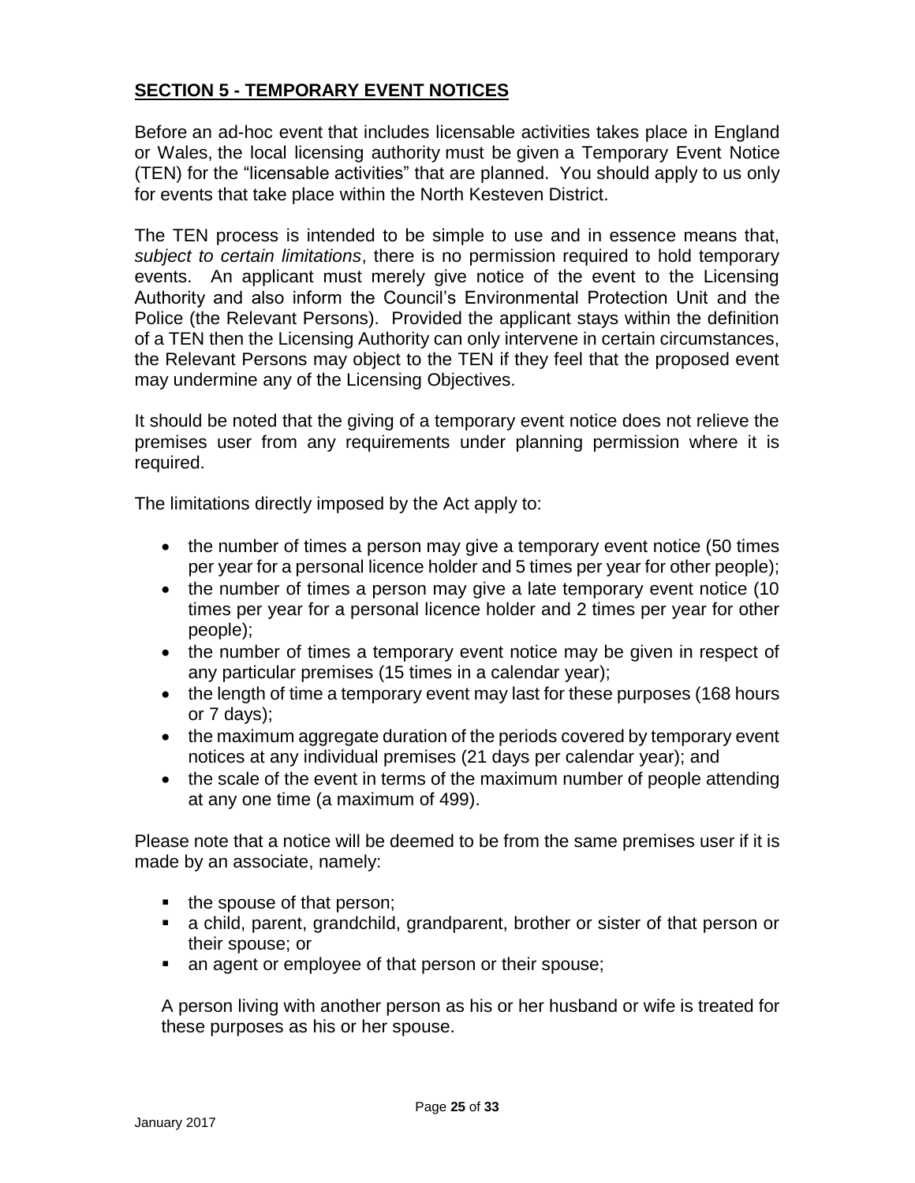## SECTION 5 - TEMPORARY EVENT NOTICES

Before an ad-hoc event that includes licensable activities takes place in England or Wales, the local licensing authority must be given a Temporary Event Notice (TEN) for the "licensable activities" that are planned. You should apply to us only for events that take place within the North Kesteven District.

The TEN process is intended to be simple to use and in essence means that, *subject to certain limitations*, there is no permission required to hold temporary events. An applicant must merely give notice of the event to the Licensing Authority and also inform the Council's Environmental Protection Unit and the Police (the Relevant Persons). Provided the applicant stays within the definition of a TEN then the Licensing Authority can only intervene in certain circumstances, the Relevant Persons may object to the TEN if they feel that the proposed event may undermine any of the Licensing Objectives.

It should be noted that the giving of a temporary event notice does not relieve the premises user from any requirements under planning permission where it is required.

The limitations directly imposed by the Act apply to:

- the number of times a person may give a temporary event notice (50 times per year for a personal licence holder and 5 times per year for other people);
- the number of times a person may give a late temporary event notice (10 times per year for a personal licence holder and 2 times per year for other people);
- the number of times a temporary event notice may be given in respect of any particular premises (15 times in a calendar year);
- the length of time a temporary event may last for these purposes (168 hours or 7 days);
- the maximum aggregate duration of the periods covered by temporary event notices at any individual premises (21 days per calendar year); and
- the scale of the event in terms of the maximum number of people attending at any one time (a maximum of 499).

Please note that a notice will be deemed to be from the same premises user if it is made by an associate, namely:

- the spouse of that person;
- a child, parent, grandchild, grandparent, brother or sister of that person or their spouse; or
- an agent or employee of that person or their spouse;

A person living with another person as his or her husband or wife is treated for these purposes as his or her spouse.

January 2017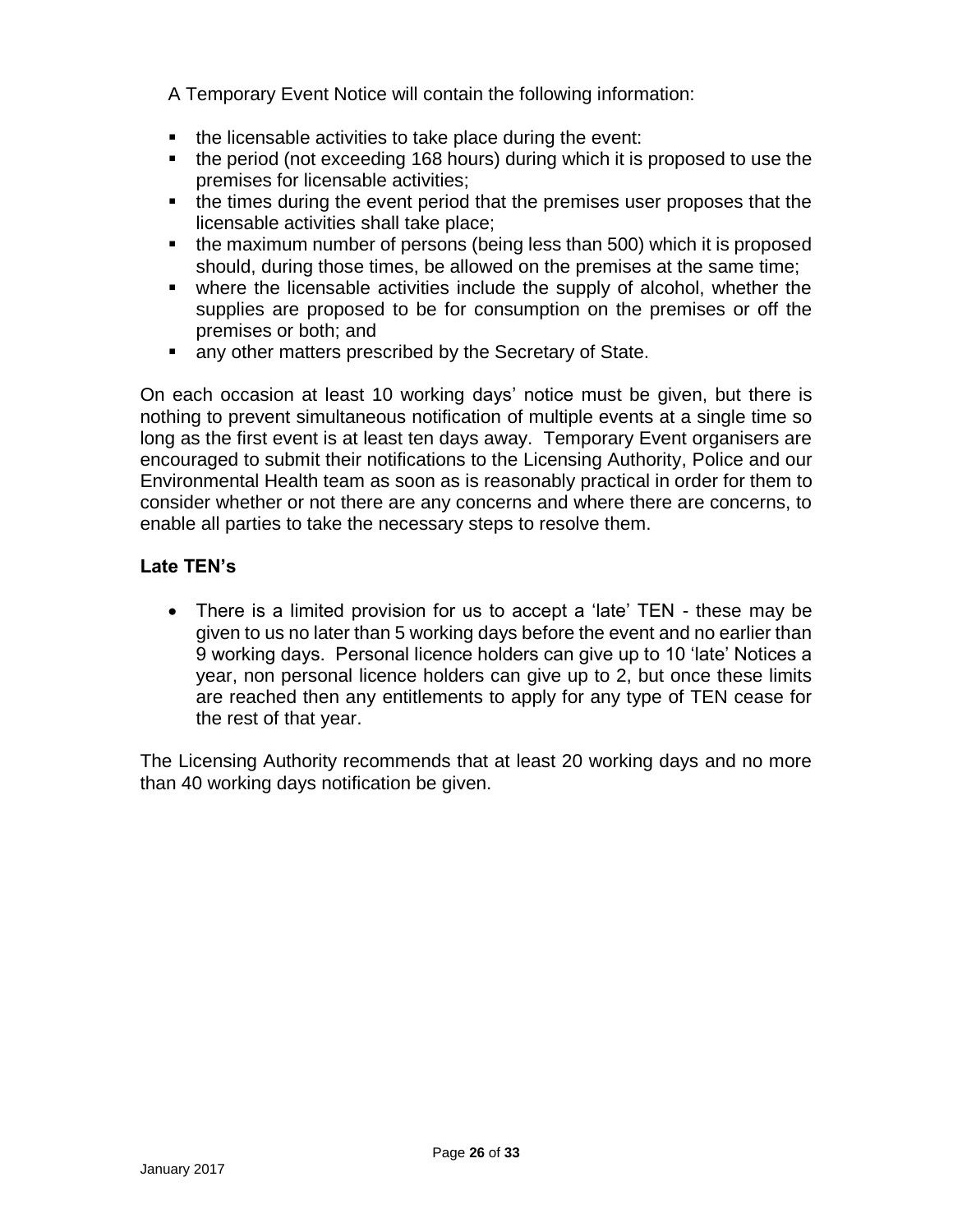A Temporary Event Notice will contain the following information:

- the licensable activities to take place during the event:
- the period (not exceeding 168 hours) during which it is proposed to use the premises for licensable activities;
- the times during the event period that the premises user proposes that the licensable activities shall take place;
- the maximum number of persons (being less than 500) which it is proposed should, during those times, be allowed on the premises at the same time;
- where the licensable activities include the supply of alcohol, whether the supplies are proposed to be for consumption on the premises or off the premises or both; and
- any other matters prescribed by the Secretary of State.

On each occasion at least 10 working days' notice must be given, but there is nothing to prevent simultaneous notification of multiple events at a single time so long as the first event is at least ten days away. Temporary Event organisers are encouraged to submit their notifications to the Licensing Authority, Police and our Environmental Health team as soon as is reasonably practical in order for them to consider whether or not there are any concerns and where there are concerns, to enable all parties to take the necessary steps to resolve them.

**Late TEN's**

- There is a limited provision for us to accept a 'late' TEN - these may be given to us no later than 5 working days before the event and no earlier than 9 working days. Personal licence holders can give up to 10 'late' Notices a year, non personal licence holders can give up to 2, but once these limits are reached then any entitlements to apply for any type of TEN cease for the rest of that year.

The Licensing Authority recommends that at least 20 working days and no more than 40 working days notification be given.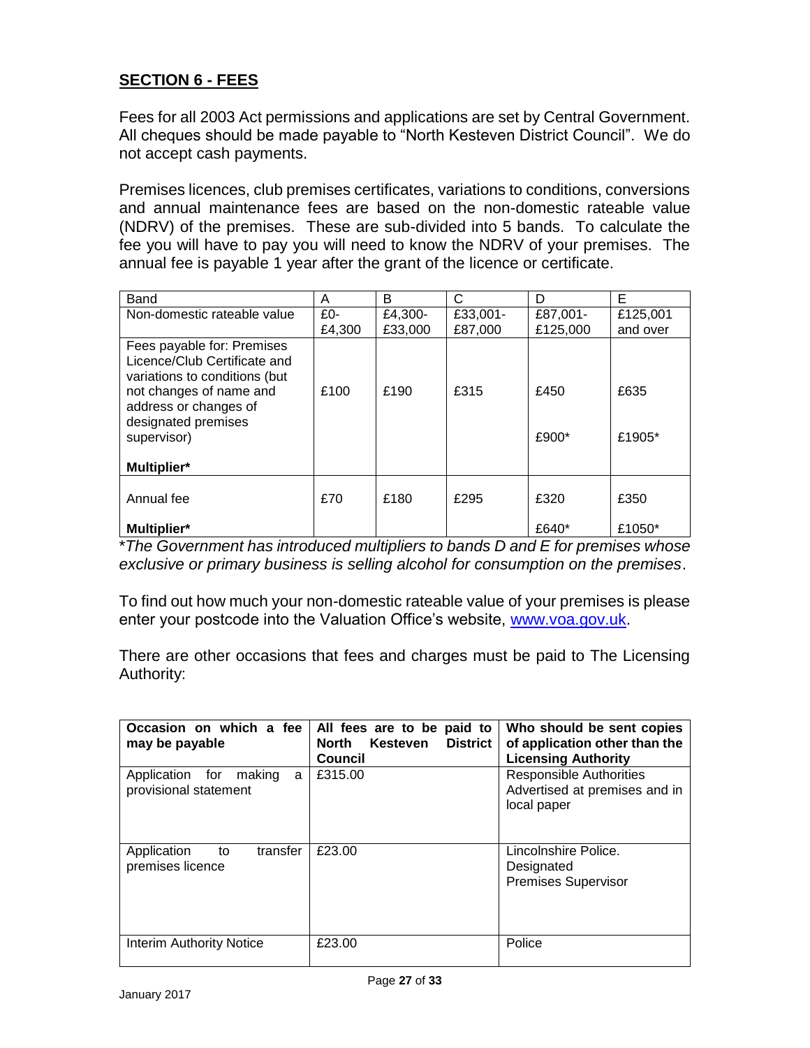## SECTION 6 - FEES

Fees for all 2003 Act permissions and applications are set by Central Government. All cheques should be made payable to “North Kesteven District Council”. We do not accept cash payments.

Premises licences, club premises certificates, variations to conditions, conversions and annual maintenance fees are based on the non-domestic rateable value (NDRV) of the premises. These are sub-divided into 5 bands. To calculate the fee you will have to pay you will need to know the NDRV of your premises. The annual fee is payable 1 year after the grant of the licence or certificate.

| Band | A | B | C | D | E |
|---|---|---|---|---|---|
| Non-domestic rateable value | £0-£4,300 | £4,300-£33,000 | £33,001-£87,000 | £87,001-£125,000 | £125,001 and over |
| Fees payable for: Premises Licence/Club Certificate and variations to conditions (but not changes of name and address or changes of designated premises supervisor) | £100 | £190 | £315 | £450 | £635 |
| **Multiplier*** | | | | £900* | £1905* |
| Annual fee | £70 | £180 | £295 | £320 | £350 |
| **Multiplier*** | | | | £640* | £1050* |

**The Government has introduced multipliers to bands D and E for premises whose exclusive or primary business is selling alcohol for consumption on the premises.*

To find out how much your non-domestic rateable value of your premises is please enter your postcode into the Valuation Office’s website, www.voa.gov.uk.

There are other occasions that fees and charges must be paid to The Licensing Authority:

| Occasion on which a fee may be payable | All fees are to be paid to North Kesteven District Council | Who should be sent copies of application other than the Licensing Authority |
|---|---|---|
| Application for making a provisional statement | £315.00 | Responsible Authorities Advertised at premises and in local paper |
| Application to transfer premises licence | £23.00 | Lincolnshire Police. Designated Premises Supervisor |
| Interim Authority Notice | £23.00 | Police |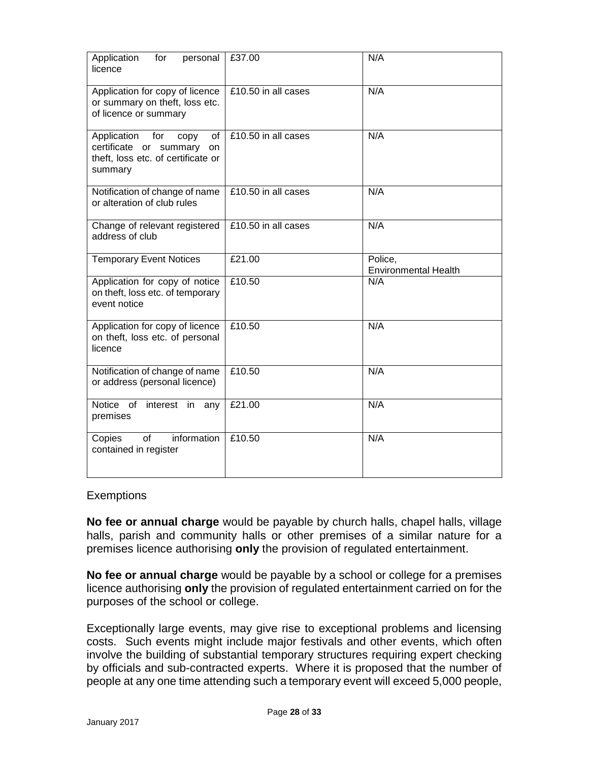| Application for personal licence | £37.00 | N/A |
|---|---|---|
| Application for copy of licence or summary on theft, loss etc. of licence or summary | £10.50 in all cases | N/A |
| Application for copy of certificate or summary on theft, loss etc. of certificate or summary | £10.50 in all cases | N/A |
| Notification of change of name or alteration of club rules | £10.50 in all cases | N/A |
| Change of relevant registered address of club | £10.50 in all cases | N/A |
| Temporary Event Notices | £21.00 | Police, Environmental Health |
| Application for copy of notice on theft, loss etc. of temporary event notice | £10.50 | N/A |
| Application for copy of licence on theft, loss etc. of personal licence | £10.50 | N/A |
| Notification of change of name or address (personal licence) | £10.50 | N/A |
| Notice of interest in any premises | £21.00 | N/A |
| Copies of information contained in register | £10.50 | N/A |

Exemptions

**No fee or annual charge** would be payable by church halls, chapel halls, village halls, parish and community halls or other premises of a similar nature for a premises licence authorising **only** the provision of regulated entertainment.

**No fee or annual charge** would be payable by a school or college for a premises licence authorising **only** the provision of regulated entertainment carried on for the purposes of the school or college.

Exceptionally large events, may give rise to exceptional problems and licensing costs. Such events might include major festivals and other events, which often involve the building of substantial temporary structures requiring expert checking by officials and sub-contracted experts. Where it is proposed that the number of people at any one time attending such a temporary event will exceed 5,000 people,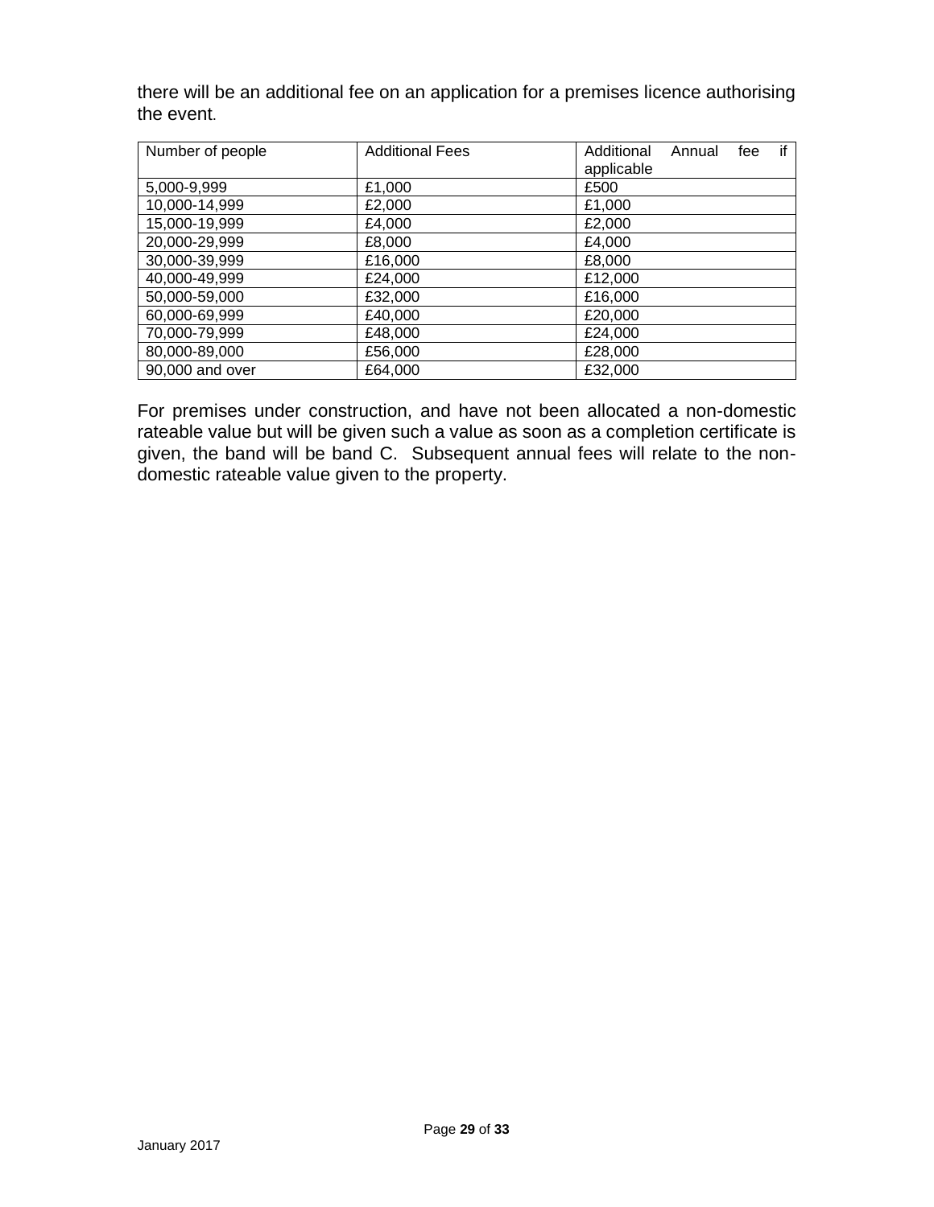there will be an additional fee on an application for a premises licence authorising the event.

| Number of people | Additional Fees | Additional Annual fee if applicable |
| --- | --- | --- |
| 5,000-9,999 | £1,000 | £500 |
| 10,000-14,999 | £2,000 | £1,000 |
| 15,000-19,999 | £4,000 | £2,000 |
| 20,000-29,999 | £8,000 | £4,000 |
| 30,000-39,999 | £16,000 | £8,000 |
| 40,000-49,999 | £24,000 | £12,000 |
| 50,000-59,000 | £32,000 | £16,000 |
| 60,000-69,999 | £40,000 | £20,000 |
| 70,000-79,999 | £48,000 | £24,000 |
| 80,000-89,000 | £56,000 | £28,000 |
| 90,000 and over | £64,000 | £32,000 |

For premises under construction, and have not been allocated a non-domestic rateable value but will be given such a value as soon as a completion certificate is given, the band will be band C. Subsequent annual fees will relate to the non-domestic rateable value given to the property.

January 2017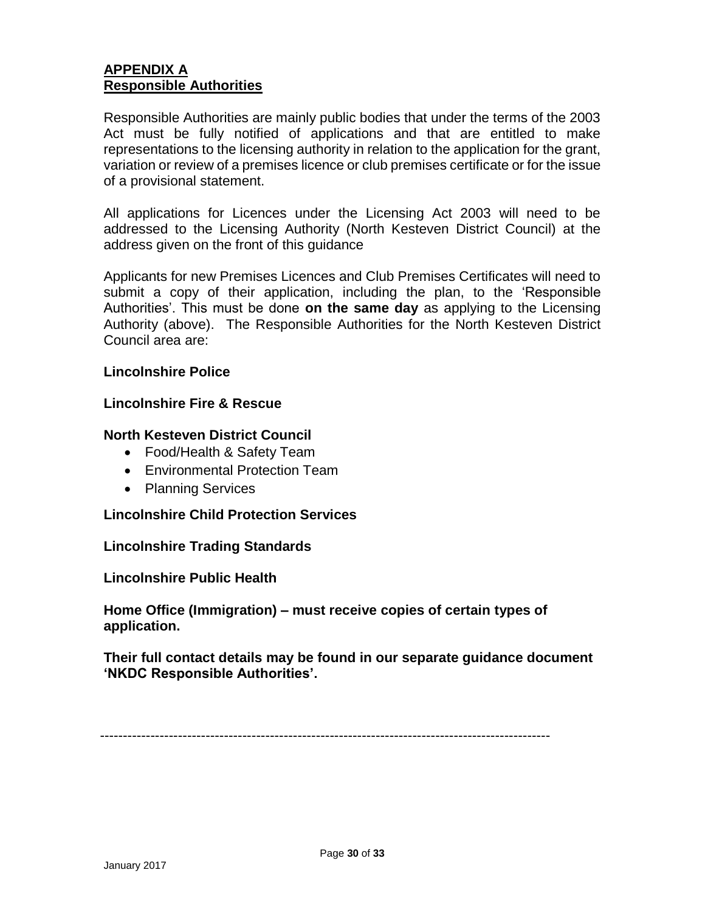## APPENDIX A
## Responsible Authorities

Responsible Authorities are mainly public bodies that under the terms of the 2003 Act must be fully notified of applications and that are entitled to make representations to the licensing authority in relation to the application for the grant, variation or review of a premises licence or club premises certificate or for the issue of a provisional statement.

All applications for Licences under the Licensing Act 2003 will need to be addressed to the Licensing Authority (North Kesteven District Council) at the address given on the front of this guidance

Applicants for new Premises Licences and Club Premises Certificates will need to submit a copy of their application, including the plan, to the 'Responsible Authorities'. This must be done **on the same day** as applying to the Licensing Authority (above). The Responsible Authorities for the North Kesteven District Council area are:

**Lincolnshire Police**

**Lincolnshire Fire & Rescue**

**North Kesteven District Council**

- Food/Health & Safety Team
- Environmental Protection Team
- Planning Services

**Lincolnshire Child Protection Services**

**Lincolnshire Trading Standards**

**Lincolnshire Public Health**

**Home Office (Immigration) – must receive copies of certain types of application.**

**Their full contact details may be found in our separate guidance document 'NKDC Responsible Authorities'.**

---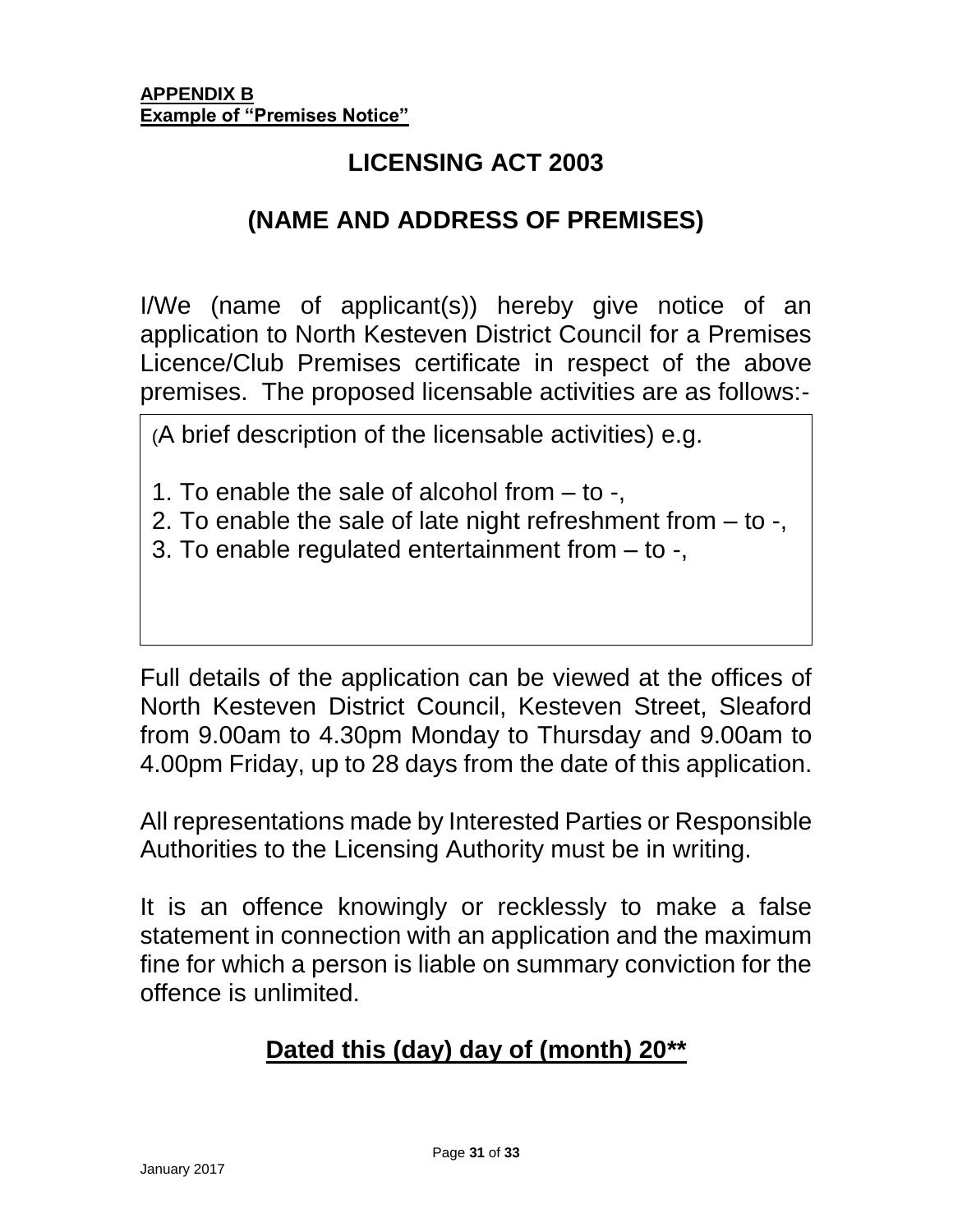**APPENDIX B**
**Example of "Premises Notice"**

# LICENSING ACT 2003

## (NAME AND ADDRESS OF PREMISES)

I/We (name of applicant(s)) hereby give notice of an application to North Kesteven District Council for a Premises Licence/Club Premises certificate in respect of the above premises. The proposed licensable activities are as follows:-

(A brief description of the licensable activities) e.g.

1. To enable the sale of alcohol from – to -,
2. To enable the sale of late night refreshment from – to -,
3. To enable regulated entertainment from – to -,

Full details of the application can be viewed at the offices of North Kesteven District Council, Kesteven Street, Sleaford from 9.00am to 4.30pm Monday to Thursday and 9.00am to 4.00pm Friday, up to 28 days from the date of this application.

All representations made by Interested Parties or Responsible Authorities to the Licensing Authority must be in writing.

It is an offence knowingly or recklessly to make a false statement in connection with an application and the maximum fine for which a person is liable on summary conviction for the offence is unlimited.

**Dated this (day) day of (month) 20****

January 2017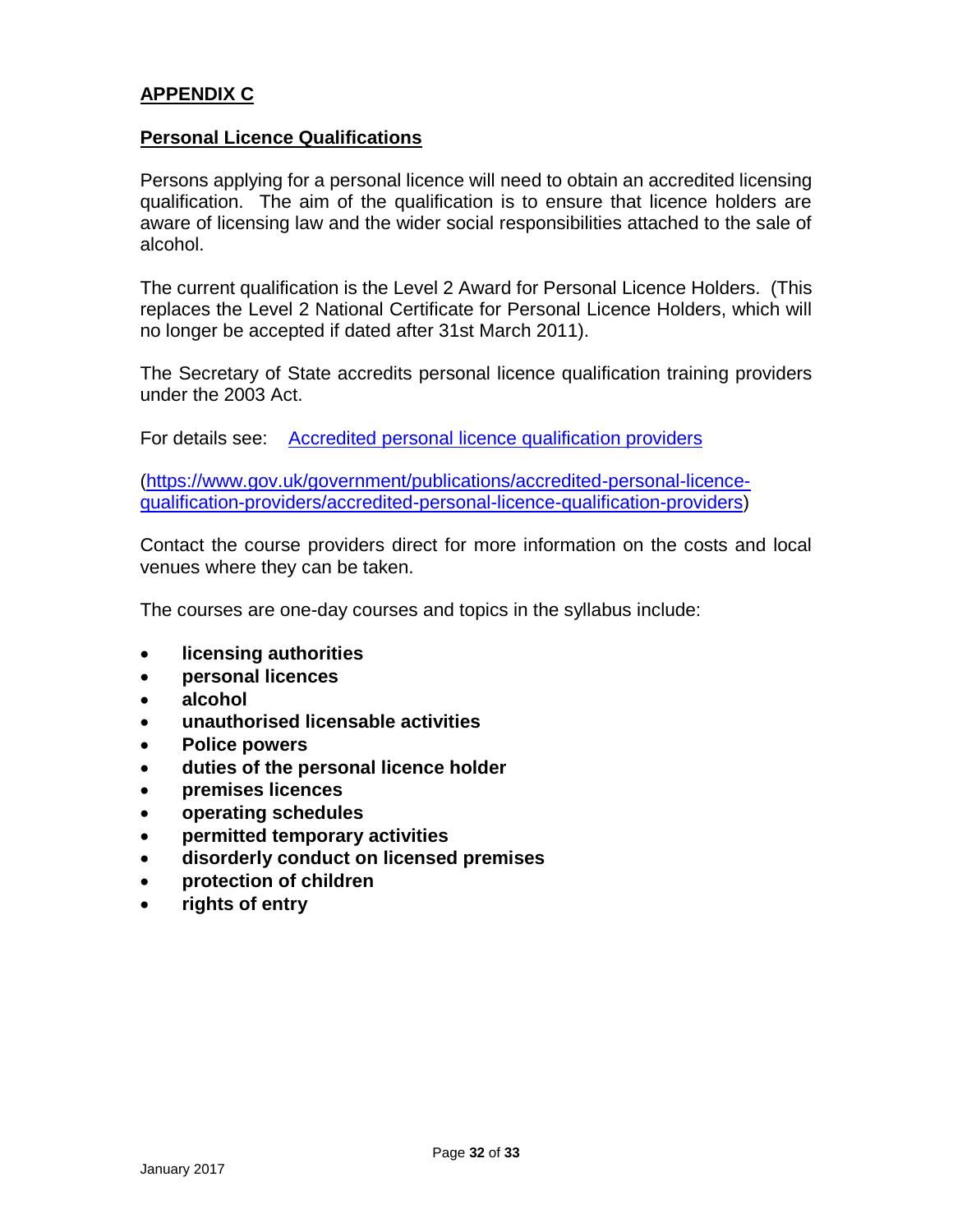## APPENDIX C

### Personal Licence Qualifications

Persons applying for a personal licence will need to obtain an accredited licensing qualification. The aim of the qualification is to ensure that licence holders are aware of licensing law and the wider social responsibilities attached to the sale of alcohol.

The current qualification is the Level 2 Award for Personal Licence Holders. (This replaces the Level 2 National Certificate for Personal Licence Holders, which will no longer be accepted if dated after 31st March 2011).

The Secretary of State accredits personal licence qualification training providers under the 2003 Act.

For details see: [Accredited personal licence qualification providers](https://www.gov.uk/government/publications/accredited-personal-licence-qualification-providers/accredited-personal-licence-qualification-providers)

(https://www.gov.uk/government/publications/accredited-personal-licence-qualification-providers/accredited-personal-licence-qualification-providers)

Contact the course providers direct for more information on the costs and local venues where they can be taken.

The courses are one-day courses and topics in the syllabus include:

- **licensing authorities**
- **personal licences**
- **alcohol**
- **unauthorised licensable activities**
- **Police powers**
- **duties of the personal licence holder**
- **premises licences**
- **operating schedules**
- **permitted temporary activities**
- **disorderly conduct on licensed premises**
- **protection of children**
- **rights of entry**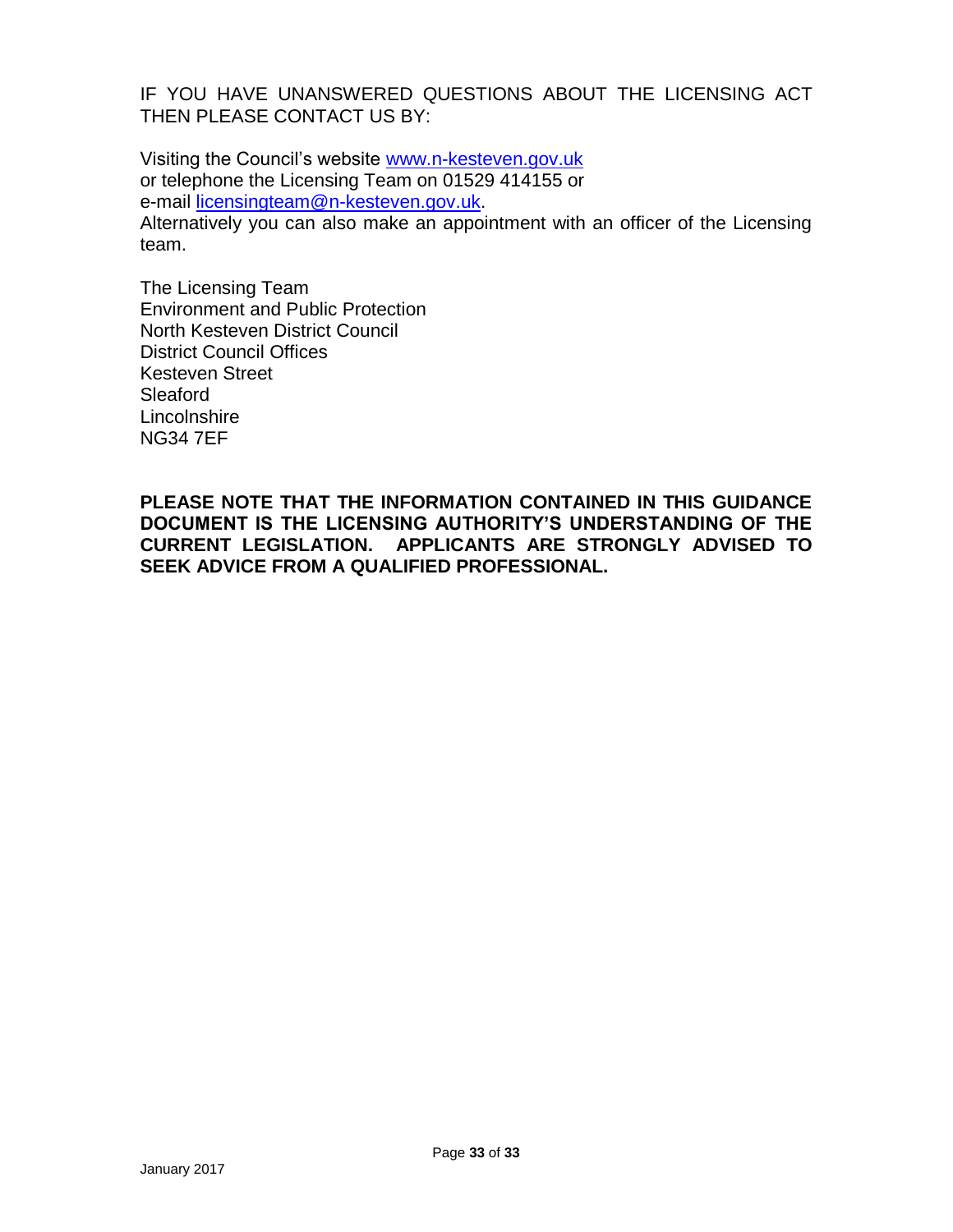IF YOU HAVE UNANSWERED QUESTIONS ABOUT THE LICENSING ACT THEN PLEASE CONTACT US BY:

Visiting the Council's website [www.n-kesteven.gov.uk](http://www.n-kesteven.gov.uk)
or telephone the Licensing Team on 01529 414155 or
e-mail [licensingteam@n-kesteven.gov.uk](mailto:licensingteam@n-kesteven.gov.uk).
Alternatively you can also make an appointment with an officer of the Licensing team.

The Licensing Team
Environment and Public Protection
North Kesteven District Council
District Council Offices
Kesteven Street
Sleaford
Lincolnshire
NG34 7EF

**PLEASE NOTE THAT THE INFORMATION CONTAINED IN THIS GUIDANCE DOCUMENT IS THE LICENSING AUTHORITY'S UNDERSTANDING OF THE CURRENT LEGISLATION. APPLICANTS ARE STRONGLY ADVISED TO SEEK ADVICE FROM A QUALIFIED PROFESSIONAL.**

January 2017